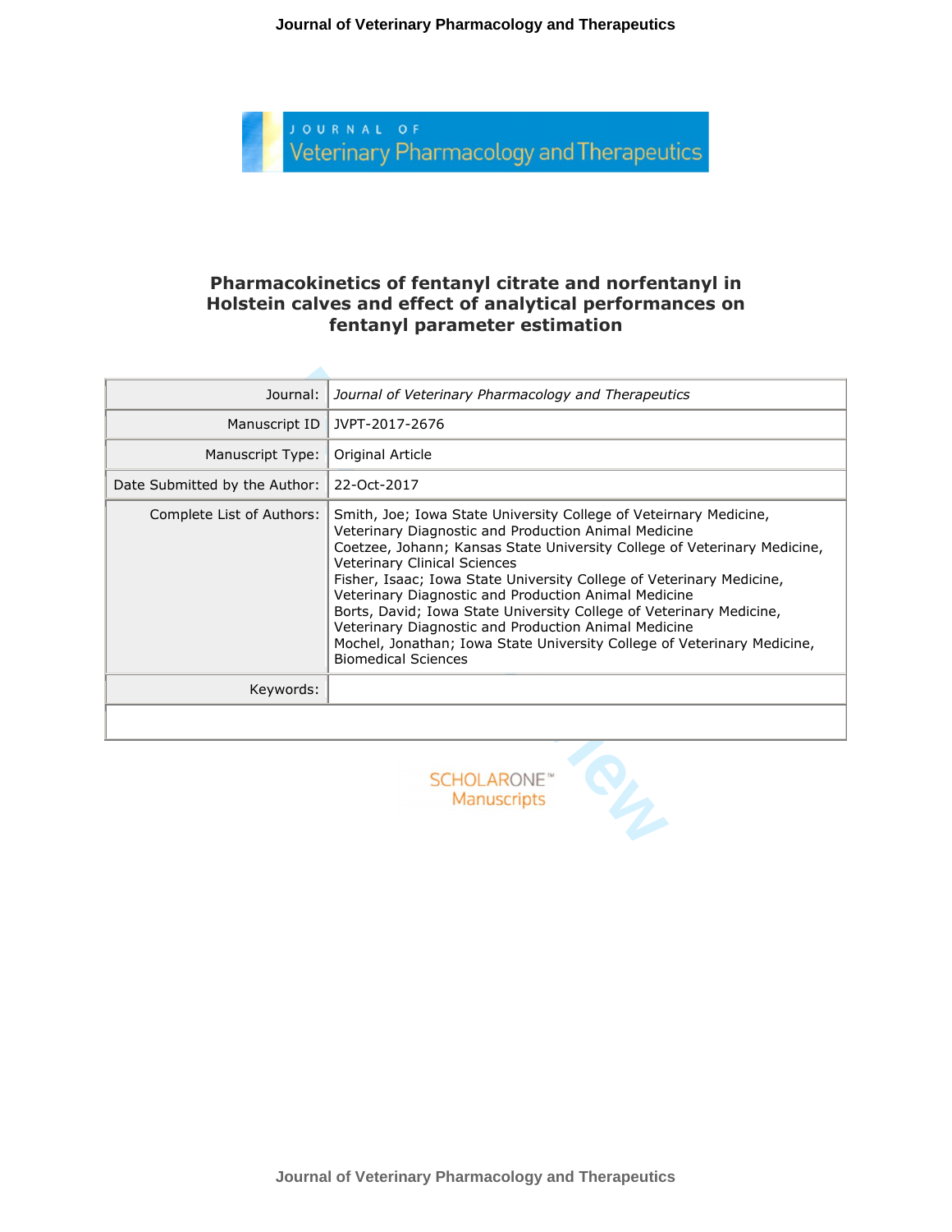# Pharmacokinetics of fentanyl citrate and norfentanyl in Holstein calves and effect of analytical performances on fentanyl parameter estimation

| | |
|---|---|
| Journal: | *Journal of Veterinary Pharmacology and Therapeutics* |
| Manuscript ID | JVPT-2017-2676 |
| Manuscript Type: | Original Article |
| Date Submitted by the Author: | 22-Oct-2017 |
| Complete List of Authors: | Smith, Joe; Iowa State University College of Veteirnary Medicine, Veterinary Diagnostic and Production Animal Medicine<br>Coetzee, Johann; Kansas State University College of Veterinary Medicine, Veterinary Clinical Sciences<br>Fisher, Isaac; Iowa State University College of Veterinary Medicine, Veterinary Diagnostic and Production Animal Medicine<br>Borts, David; Iowa State University College of Veterinary Medicine, Veterinary Diagnostic and Production Animal Medicine<br>Mochel, Jonathan; Iowa State University College of Veterinary Medicine, Biomedical Sciences |
| Keywords: | |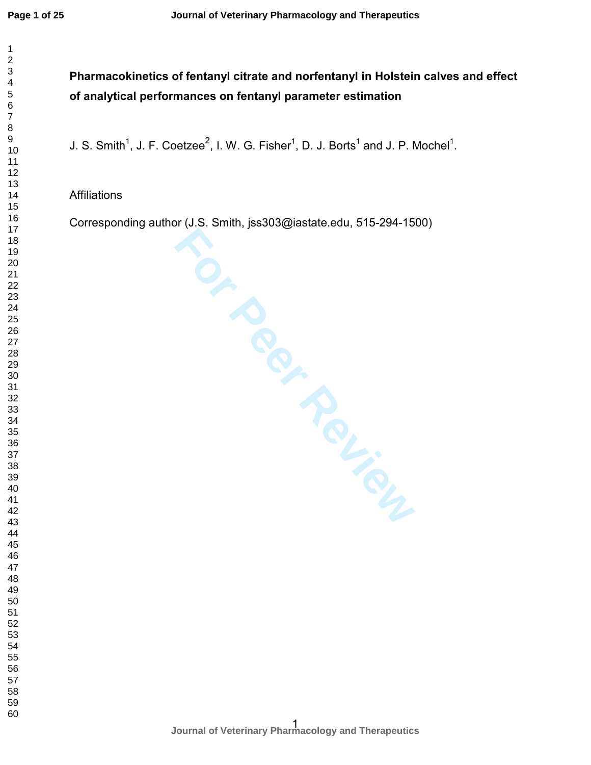# Pharmacokinetics of fentanyl citrate and norfentanyl in Holstein calves and effect of analytical performances on fentanyl parameter estimation

J. S. Smith[1], J. F. Coetzee[2], I. W. G. Fisher[1], D. J. Borts[1] and J. P. Mochel[1].

Affiliations

Corresponding author (J.S. Smith, jss303@iastate.edu, 515-294-1500)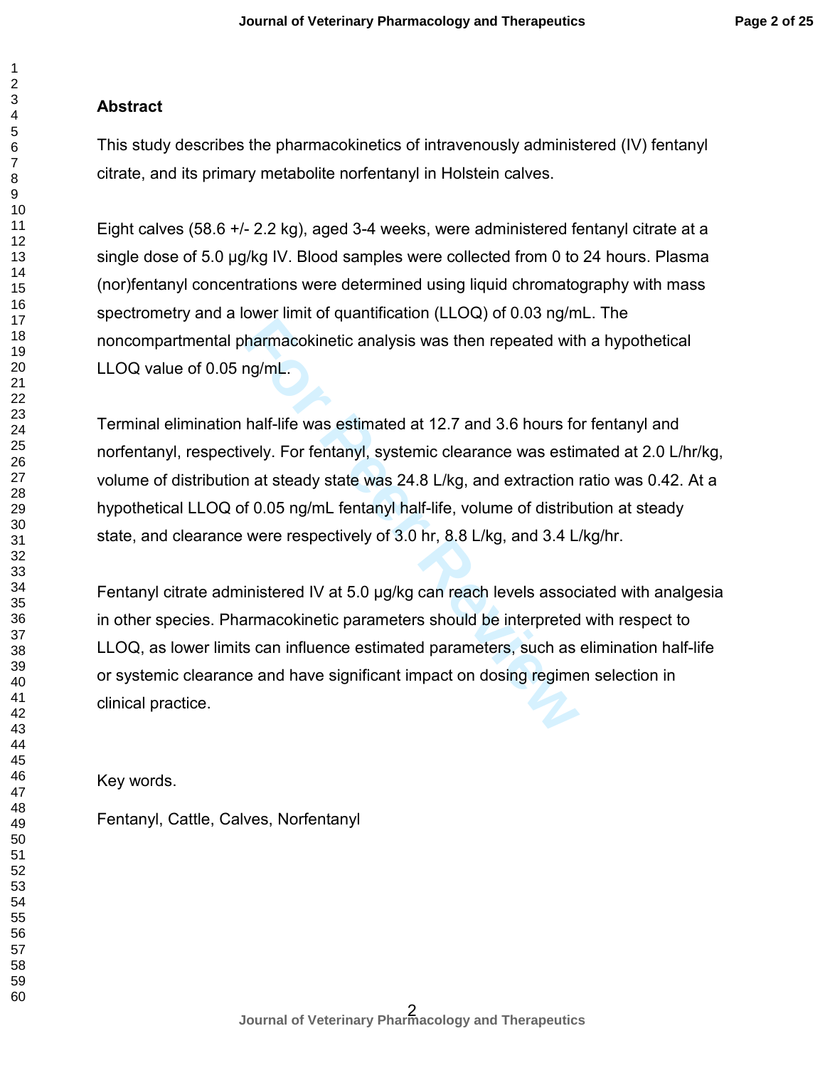## Abstract

This study describes the pharmacokinetics of intravenously administered (IV) fentanyl citrate, and its primary metabolite norfentanyl in Holstein calves.

Eight calves (58.6 +/- 2.2 kg), aged 3-4 weeks, were administered fentanyl citrate at a single dose of 5.0 µg/kg IV. Blood samples were collected from 0 to 24 hours. Plasma (nor)fentanyl concentrations were determined using liquid chromatography with mass spectrometry and a lower limit of quantification (LLOQ) of 0.03 ng/mL. The noncompartmental pharmacokinetic analysis was then repeated with a hypothetical LLOQ value of 0.05 ng/mL.

Terminal elimination half-life was estimated at 12.7 and 3.6 hours for fentanyl and norfentanyl, respectively. For fentanyl, systemic clearance was estimated at 2.0 L/hr/kg, volume of distribution at steady state was 24.8 L/kg, and extraction ratio was 0.42. At a hypothetical LLOQ of 0.05 ng/mL fentanyl half-life, volume of distribution at steady state, and clearance were respectively of 3.0 hr, 8.8 L/kg, and 3.4 L/kg/hr.

Fentanyl citrate administered IV at 5.0 µg/kg can reach levels associated with analgesia in other species. Pharmacokinetic parameters should be interpreted with respect to LLOQ, as lower limits can influence estimated parameters, such as elimination half-life or systemic clearance and have significant impact on dosing regimen selection in clinical practice.

Key words.

Fentanyl, Cattle, Calves, Norfentanyl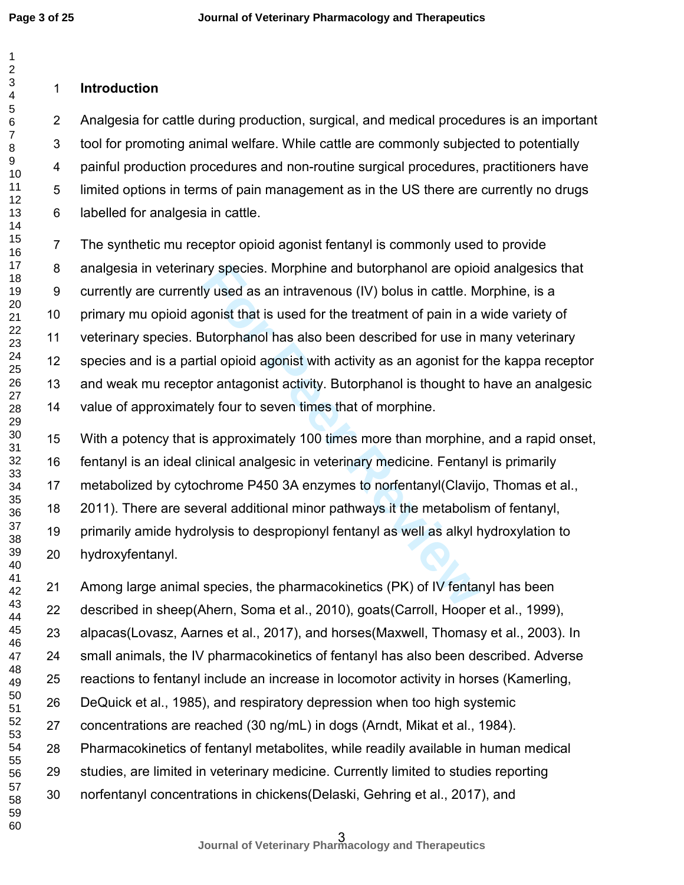## Introduction

Analgesia for cattle during production, surgical, and medical procedures is an important tool for promoting animal welfare. While cattle are commonly subjected to potentially painful production procedures and non-routine surgical procedures, practitioners have limited options in terms of pain management as in the US there are currently no drugs labelled for analgesia in cattle.

The synthetic mu receptor opioid agonist fentanyl is commonly used to provide analgesia in veterinary species. Morphine and butorphanol are opioid analgesics that currently are currently used as an intravenous (IV) bolus in cattle. Morphine, is a primary mu opioid agonist that is used for the treatment of pain in a wide variety of veterinary species. Butorphanol has also been described for use in many veterinary species and is a partial opioid agonist with activity as an agonist for the kappa receptor and weak mu receptor antagonist activity. Butorphanol is thought to have an analgesic value of approximately four to seven times that of morphine.

With a potency that is approximately 100 times more than morphine, and a rapid onset, fentanyl is an ideal clinical analgesic in veterinary medicine. Fentanyl is primarily metabolized by cytochrome P450 3A enzymes to norfentanyl(Clavijo, Thomas et al., 2011). There are several additional minor pathways it the metabolism of fentanyl, primarily amide hydrolysis to despropionyl fentanyl as well as alkyl hydroxylation to hydroxyfentanyl.

Among large animal species, the pharmacokinetics (PK) of IV fentanyl has been described in sheep(Ahern, Soma et al., 2010), goats(Carroll, Hooper et al., 1999), alpacas(Lovasz, Aarnes et al., 2017), and horses(Maxwell, Thomasy et al., 2003). In small animals, the IV pharmacokinetics of fentanyl has also been described. Adverse reactions to fentanyl include an increase in locomotor activity in horses (Kamerling, DeQuick et al., 1985), and respiratory depression when too high systemic concentrations are reached (30 ng/mL) in dogs (Arndt, Mikat et al., 1984). Pharmacokinetics of fentanyl metabolites, while readily available in human medical studies, are limited in veterinary medicine. Currently limited to studies reporting norfentanyl concentrations in chickens(Delaski, Gehring et al., 2017), and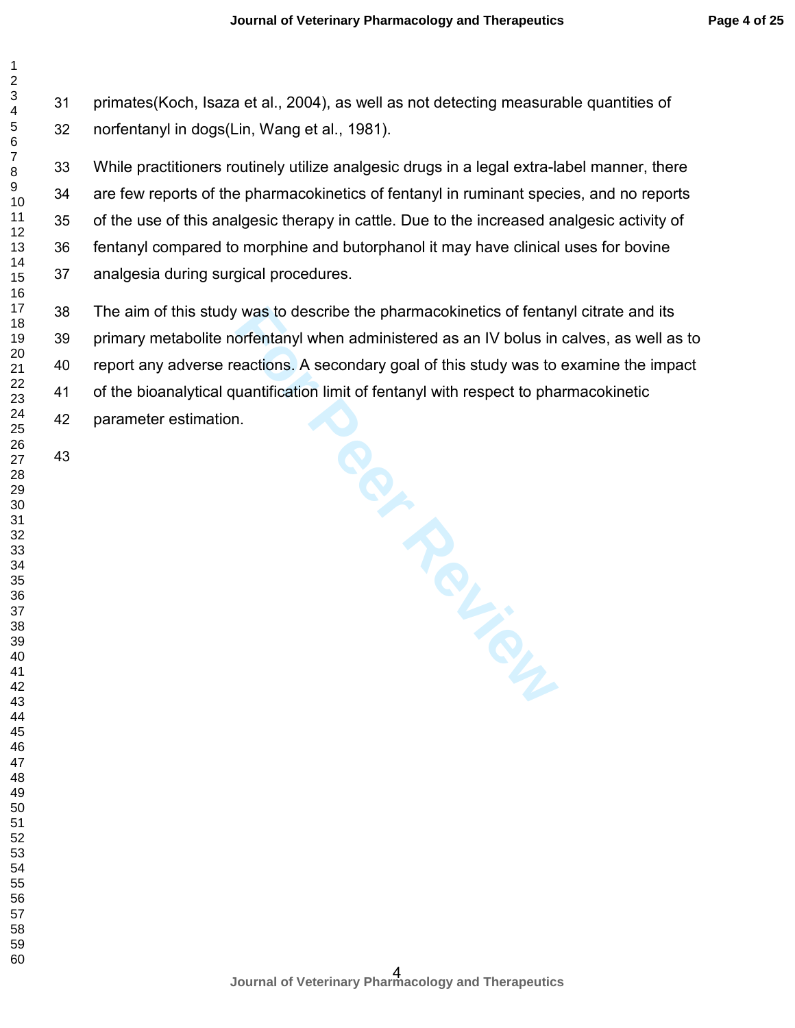primates(Koch, Isaza et al., 2004), as well as not detecting measurable quantities of norfentanyl in dogs(Lin, Wang et al., 1981).

While practitioners routinely utilize analgesic drugs in a legal extra-label manner, there are few reports of the pharmacokinetics of fentanyl in ruminant species, and no reports of the use of this analgesic therapy in cattle. Due to the increased analgesic activity of fentanyl compared to morphine and butorphanol it may have clinical uses for bovine analgesia during surgical procedures.

The aim of this study was to describe the pharmacokinetics of fentanyl citrate and its primary metabolite norfentanyl when administered as an IV bolus in calves, as well as to report any adverse reactions. A secondary goal of this study was to examine the impact of the bioanalytical quantification limit of fentanyl with respect to pharmacokinetic parameter estimation.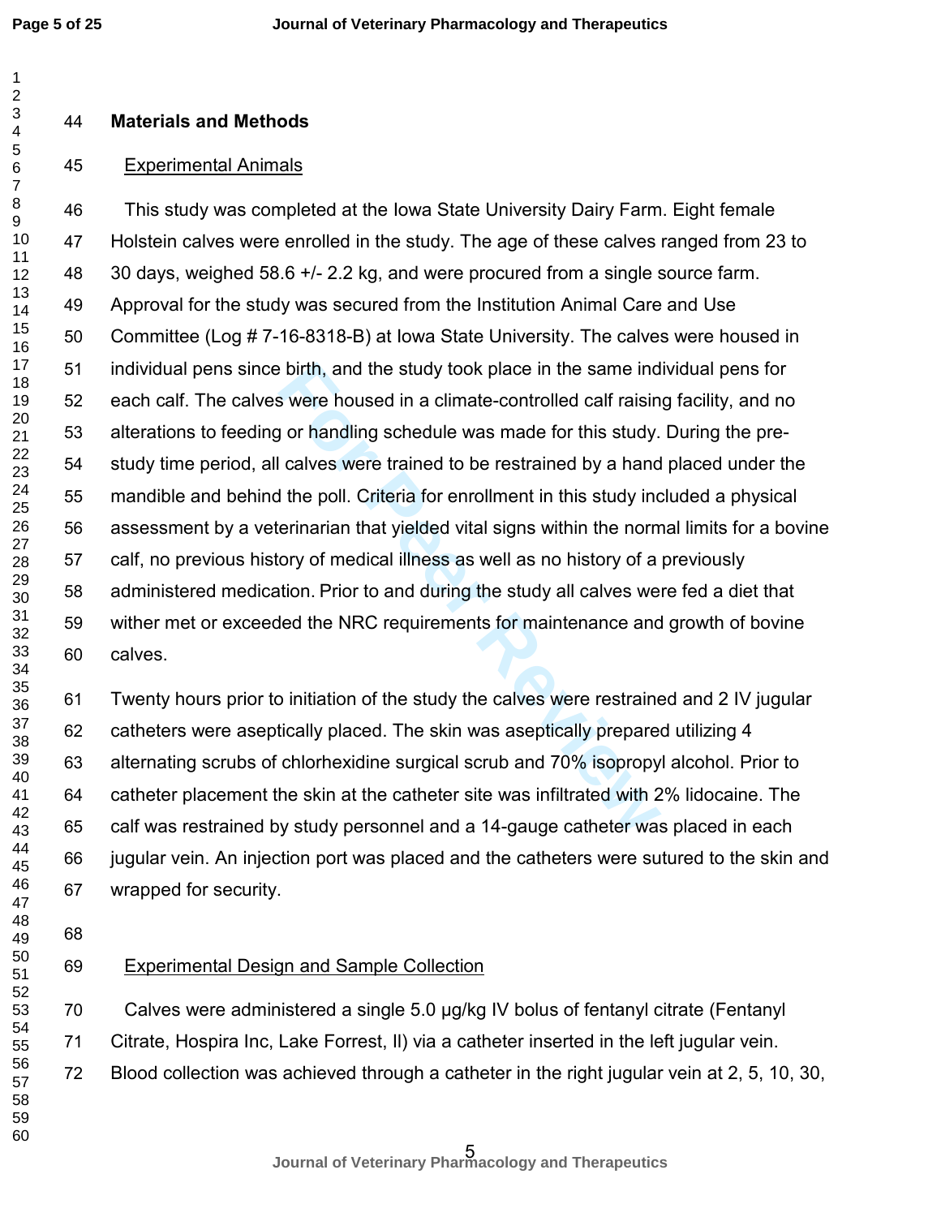## Materials and Methods

### Experimental Animals

This study was completed at the Iowa State University Dairy Farm. Eight female Holstein calves were enrolled in the study. The age of these calves ranged from 23 to 30 days, weighed 58.6 +/- 2.2 kg, and were procured from a single source farm. Approval for the study was secured from the Institution Animal Care and Use Committee (Log # 7-16-8318-B) at Iowa State University. The calves were housed in individual pens since birth, and the study took place in the same individual pens for each calf. The calves were housed in a climate-controlled calf raising facility, and no alterations to feeding or handling schedule was made for this study. During the pre-study time period, all calves were trained to be restrained by a hand placed under the mandible and behind the poll. Criteria for enrollment in this study included a physical assessment by a veterinarian that yielded vital signs within the normal limits for a bovine calf, no previous history of medical illness as well as no history of a previously administered medication. Prior to and during the study all calves were fed a diet that wither met or exceeded the NRC requirements for maintenance and growth of bovine calves.

Twenty hours prior to initiation of the study the calves were restrained and 2 IV jugular catheters were aseptically placed. The skin was aseptically prepared utilizing 4 alternating scrubs of chlorhexidine surgical scrub and 70% isopropyl alcohol. Prior to catheter placement the skin at the catheter site was infiltrated with 2% lidocaine. The calf was restrained by study personnel and a 14-gauge catheter was placed in each jugular vein. An injection port was placed and the catheters were sutured to the skin and wrapped for security.

### Experimental Design and Sample Collection

Calves were administered a single 5.0 μg/kg IV bolus of fentanyl citrate (Fentanyl Citrate, Hospira Inc, Lake Forrest, Il) via a catheter inserted in the left jugular vein. Blood collection was achieved through a catheter in the right jugular vein at 2, 5, 10, 30,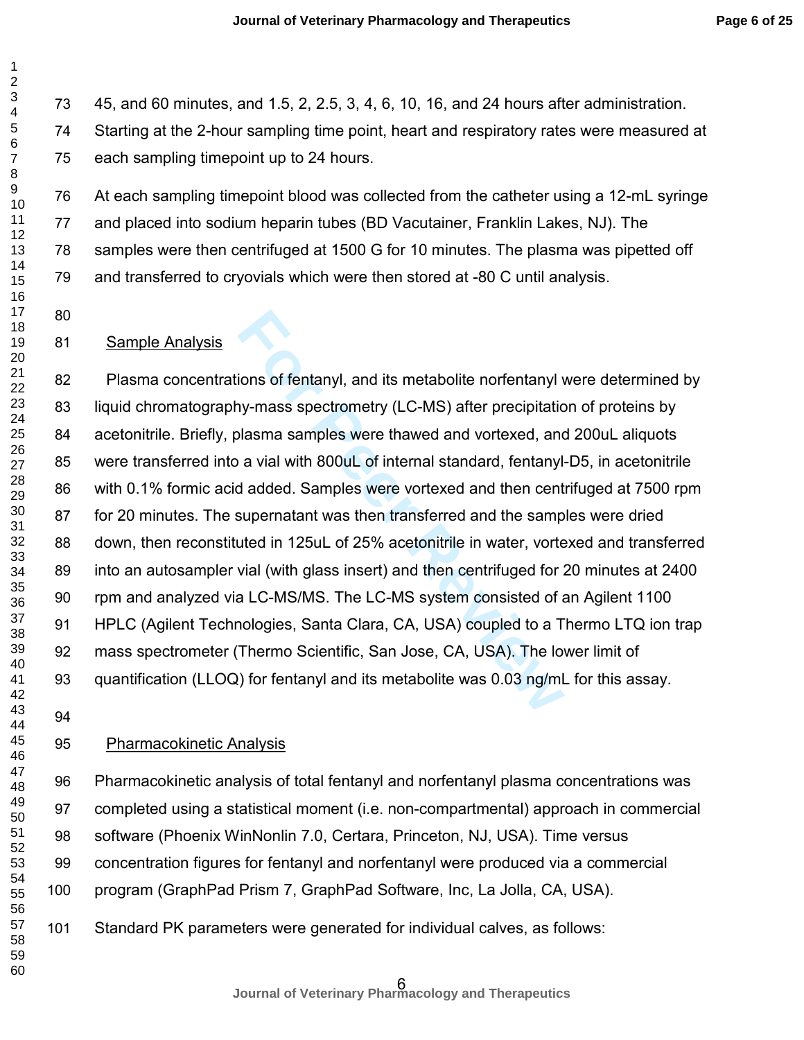45, and 60 minutes, and 1.5, 2, 2.5, 3, 4, 6, 10, 16, and 24 hours after administration. Starting at the 2-hour sampling time point, heart and respiratory rates were measured at each sampling timepoint up to 24 hours.

At each sampling timepoint blood was collected from the catheter using a 12-mL syringe and placed into sodium heparin tubes (BD Vacutainer, Franklin Lakes, NJ). The samples were then centrifuged at 1500 G for 10 minutes. The plasma was pipetted off and transferred to cryovials which were then stored at -80 C until analysis.

## Sample Analysis

Plasma concentrations of fentanyl, and its metabolite norfentanyl were determined by liquid chromatography-mass spectrometry (LC-MS) after precipitation of proteins by acetonitrile. Briefly, plasma samples were thawed and vortexed, and 200uL aliquots were transferred into a vial with 800uL of internal standard, fentanyl-D5, in acetonitrile with 0.1% formic acid added. Samples were vortexed and then centrifuged at 7500 rpm for 20 minutes. The supernatant was then transferred and the samples were dried down, then reconstituted in 125uL of 25% acetonitrile in water, vortexed and transferred into an autosampler vial (with glass insert) and then centrifuged for 20 minutes at 2400 rpm and analyzed via LC-MS/MS. The LC-MS system consisted of an Agilent 1100 HPLC (Agilent Technologies, Santa Clara, CA, USA) coupled to a Thermo LTQ ion trap mass spectrometer (Thermo Scientific, San Jose, CA, USA). The lower limit of quantification (LLOQ) for fentanyl and its metabolite was 0.03 ng/mL for this assay.

## Pharmacokinetic Analysis

Pharmacokinetic analysis of total fentanyl and norfentanyl plasma concentrations was completed using a statistical moment (i.e. non-compartmental) approach in commercial software (Phoenix WinNonlin 7.0, Certara, Princeton, NJ, USA). Time versus concentration figures for fentanyl and norfentanyl were produced via a commercial program (GraphPad Prism 7, GraphPad Software, Inc, La Jolla, CA, USA).

Standard PK parameters were generated for individual calves, as follows: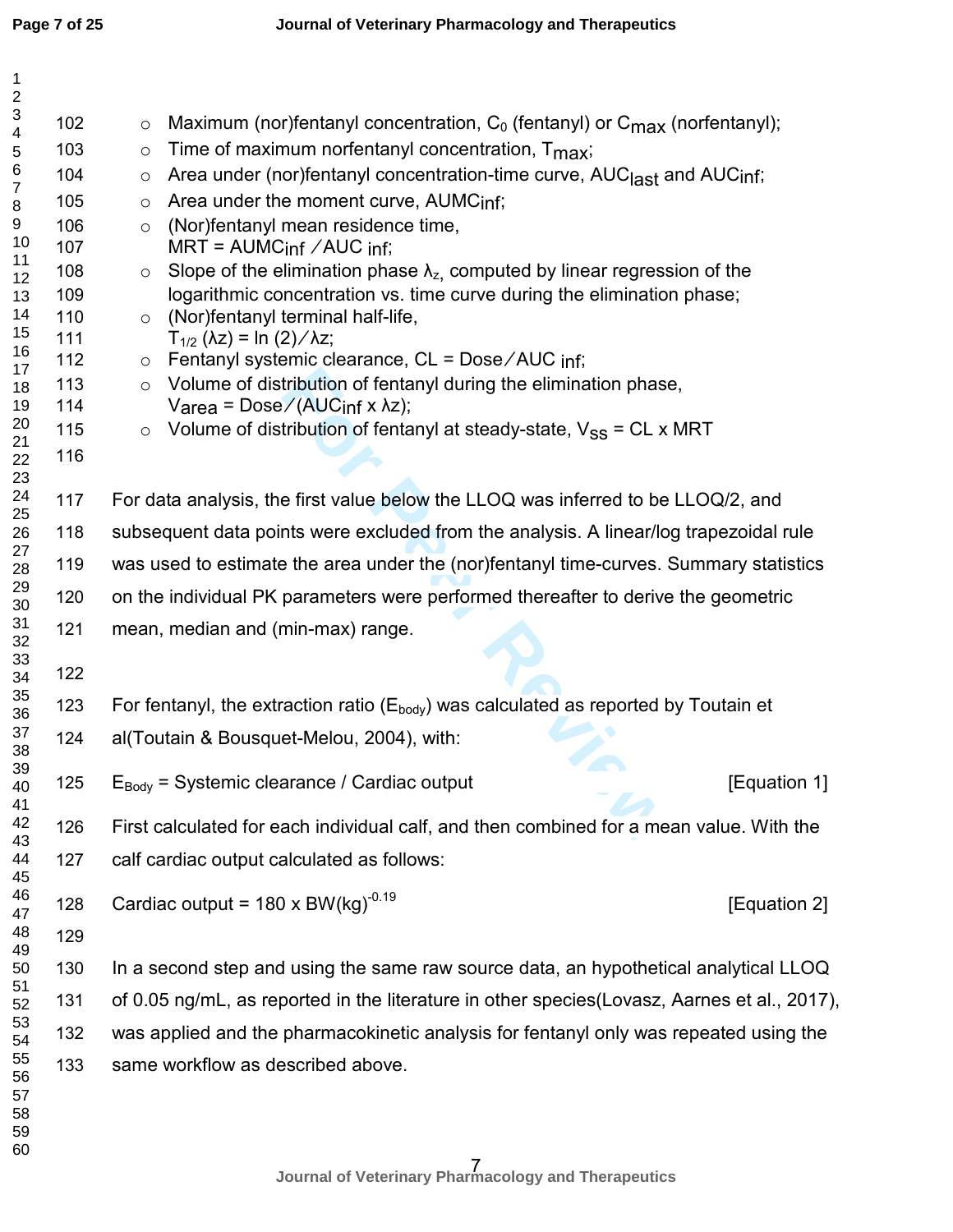- Maximum (nor)fentanyl concentration, $C_0$ (fentanyl) or $C_{max}$ (norfentanyl);
- Time of maximum norfentanyl concentration, $T_{max}$;
- Area under (nor)fentanyl concentration-time curve, $AUC_{last}$ and $AUC_{inf}$;
- Area under the moment curve, $AUMC_{inf}$;
- (Nor)fentanyl mean residence time, $MRT = AUMC_{inf} / AUC_{inf}$;
- Slope of the elimination phase $\lambda_z$, computed by linear regression of the logarithmic concentration vs. time curve during the elimination phase;
- (Nor)fentanyl terminal half-life, $T_{1/2}(\lambda z) = \ln(2) / \lambda z$;
- Fentanyl systemic clearance, $CL = Dose / AUC_{inf}$;
- Volume of distribution of fentanyl during the elimination phase, $V_{area} = Dose / (AUC_{inf} \times \lambda z)$;
- Volume of distribution of fentanyl at steady-state, $V_{ss} = CL \times MRT$

For data analysis, the first value below the LLOQ was inferred to be LLOQ/2, and subsequent data points were excluded from the analysis. A linear/log trapezoidal rule was used to estimate the area under the (nor)fentanyl time-curves. Summary statistics on the individual PK parameters were performed thereafter to derive the geometric mean, median and (min-max) range.

For fentanyl, the extraction ratio ($E_{body}$) was calculated as reported by Toutain et al(Toutain & Bousquet-Melou, 2004), with:

$$E_{Body} = \text{Systemic clearance} / \text{Cardiac output} \quad \text{[Equation 1]}$$

First calculated for each individual calf, and then combined for a mean value. With the calf cardiac output calculated as follows:

$$\text{Cardiac output} = 180 \times BW(kg)^{-0.19} \quad \text{[Equation 2]}$$

In a second step and using the same raw source data, an hypothetical analytical LLOQ of 0.05 ng/mL, as reported in the literature in other species(Lovasz, Aarnes et al., 2017), was applied and the pharmacokinetic analysis for fentanyl only was repeated using the same workflow as described above.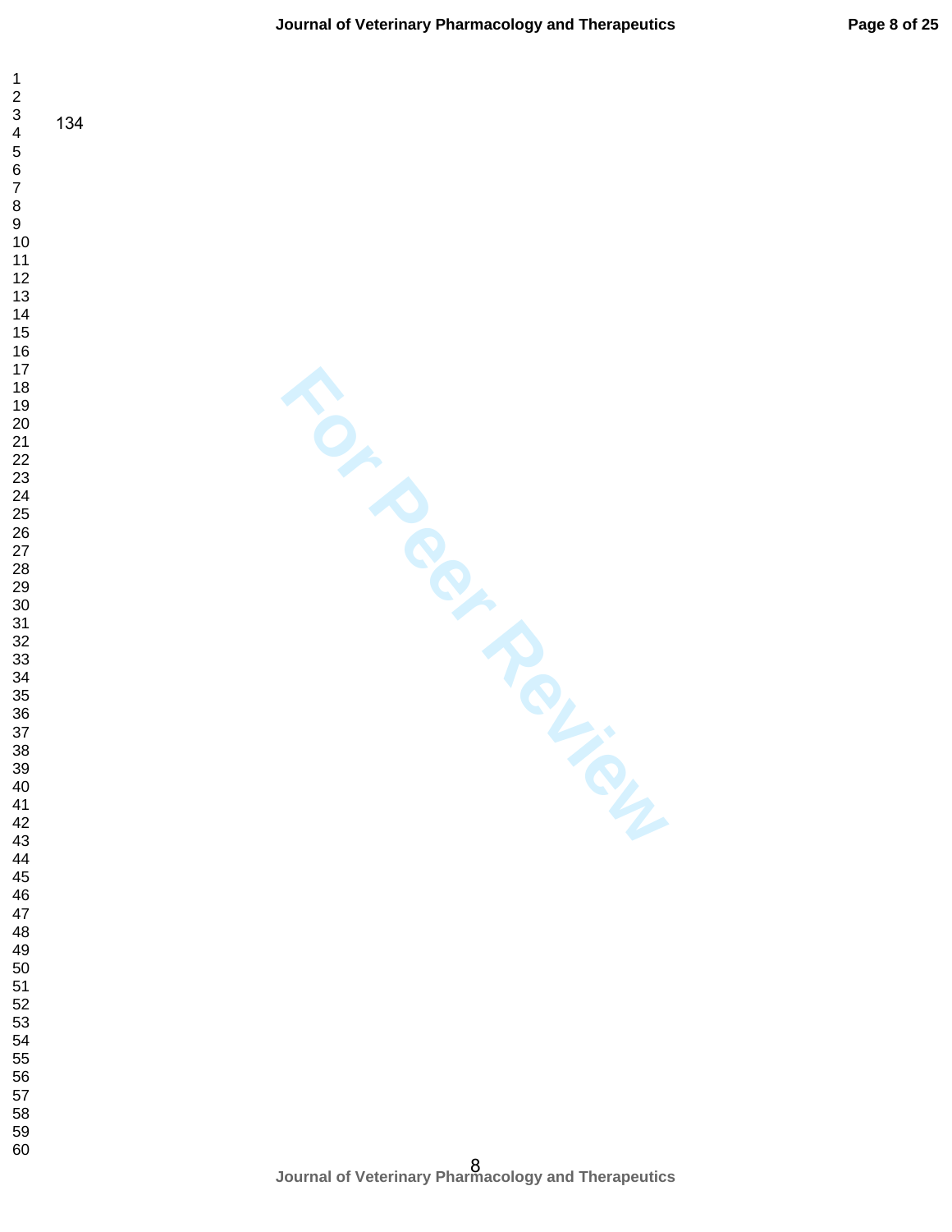134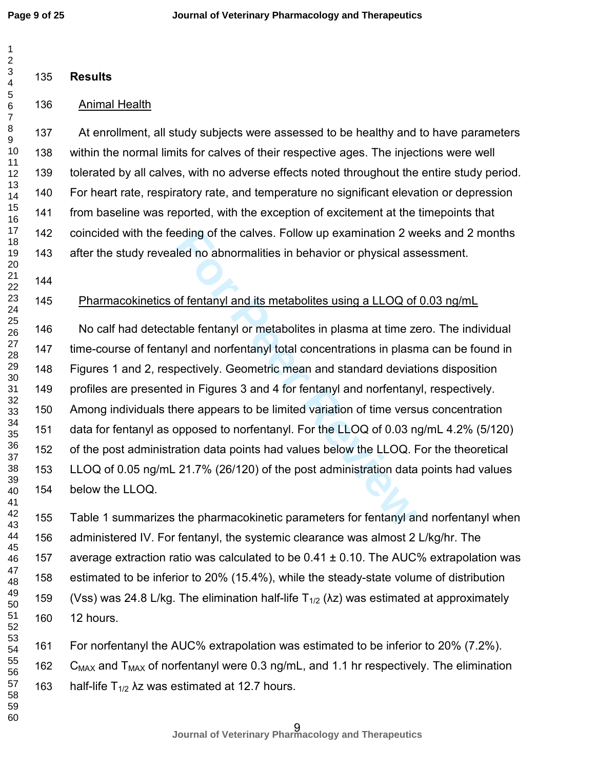## Results

### Animal Health

At enrollment, all study subjects were assessed to be healthy and to have parameters within the normal limits for calves of their respective ages. The injections were well tolerated by all calves, with no adverse effects noted throughout the entire study period. For heart rate, respiratory rate, and temperature no significant elevation or depression from baseline was reported, with the exception of excitement at the timepoints that coincided with the feeding of the calves. Follow up examination 2 weeks and 2 months after the study revealed no abnormalities in behavior or physical assessment.

### Pharmacokinetics of fentanyl and its metabolites using a LLOQ of 0.03 ng/mL

No calf had detectable fentanyl or metabolites in plasma at time zero. The individual time-course of fentanyl and norfentanyl total concentrations in plasma can be found in Figures 1 and 2, respectively. Geometric mean and standard deviations disposition profiles are presented in Figures 3 and 4 for fentanyl and norfentanyl, respectively. Among individuals there appears to be limited variation of time versus concentration data for fentanyl as opposed to norfentanyl. For the LLOQ of 0.03 ng/mL 4.2% (5/120) of the post administration data points had values below the LLOQ. For the theoretical LLOQ of 0.05 ng/mL 21.7% (26/120) of the post administration data points had values below the LLOQ.

Table 1 summarizes the pharmacokinetic parameters for fentanyl and norfentanyl when administered IV. For fentanyl, the systemic clearance was almost 2 L/kg/hr. The average extraction ratio was calculated to be 0.41 ± 0.10. The AUC% extrapolation was estimated to be inferior to 20% (15.4%), while the steady-state volume of distribution (Vss) was 24.8 L/kg. The elimination half-life $T_{1/2}$ ($\lambda z$) was estimated at approximately 12 hours.

For norfentanyl the AUC% extrapolation was estimated to be inferior to 20% (7.2%). $C_{MAX}$ and $T_{MAX}$ of norfentanyl were 0.3 ng/mL, and 1.1 hr respectively. The elimination half-life $T_{1/2}$ $\lambda z$ was estimated at 12.7 hours.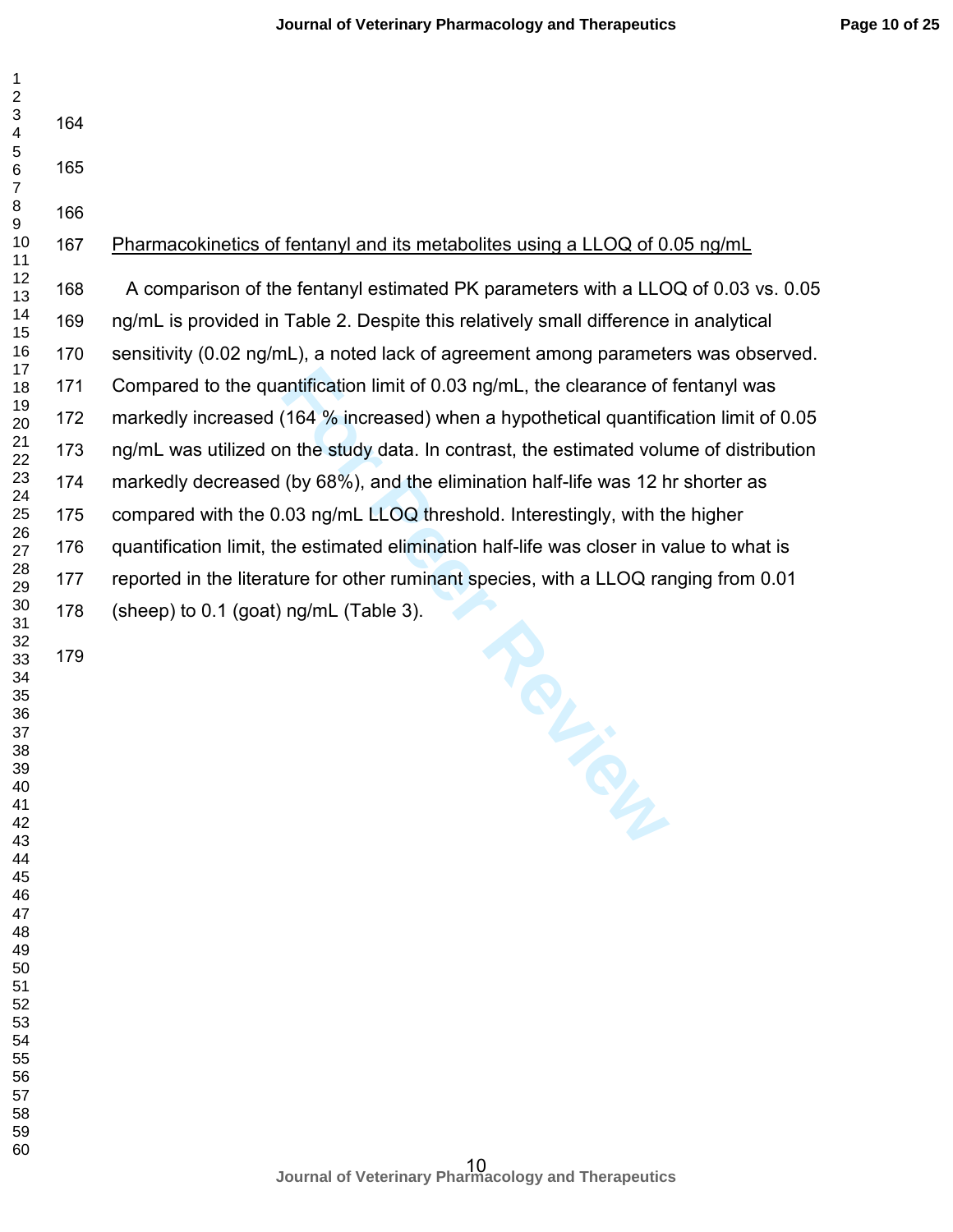Pharmacokinetics of fentanyl and its metabolites using a LLOQ of 0.05 ng/mL

A comparison of the fentanyl estimated PK parameters with a LLOQ of 0.03 vs. 0.05 ng/mL is provided in Table 2. Despite this relatively small difference in analytical sensitivity (0.02 ng/mL), a noted lack of agreement among parameters was observed. Compared to the quantification limit of 0.03 ng/mL, the clearance of fentanyl was markedly increased (164 % increased) when a hypothetical quantification limit of 0.05 ng/mL was utilized on the study data. In contrast, the estimated volume of distribution markedly decreased (by 68%), and the elimination half-life was 12 hr shorter as compared with the 0.03 ng/mL LLOQ threshold. Interestingly, with the higher quantification limit, the estimated elimination half-life was closer in value to what is reported in the literature for other ruminant species, with a LLOQ ranging from 0.01 (sheep) to 0.1 (goat) ng/mL (Table 3).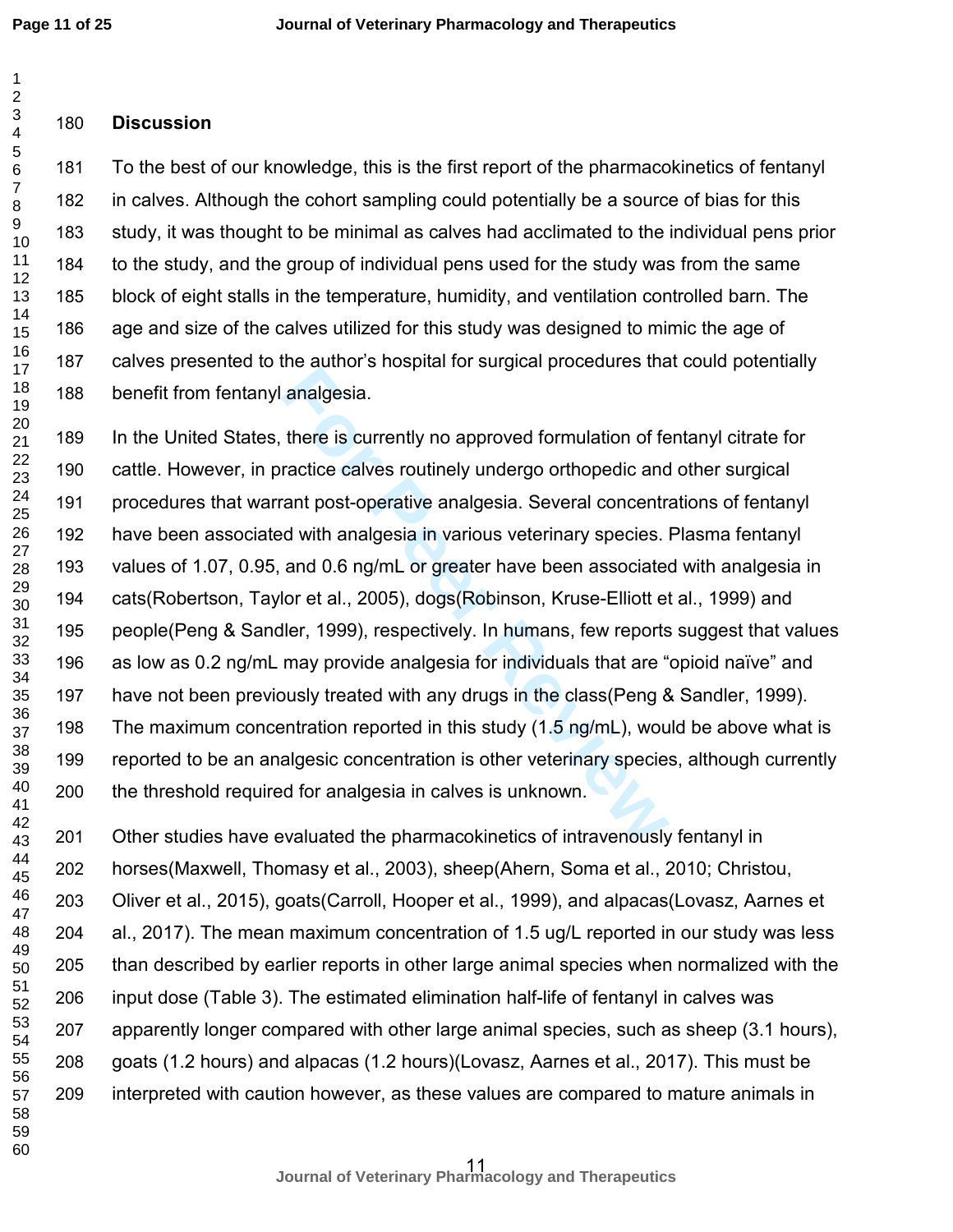## Discussion

To the best of our knowledge, this is the first report of the pharmacokinetics of fentanyl in calves. Although the cohort sampling could potentially be a source of bias for this study, it was thought to be minimal as calves had acclimated to the individual pens prior to the study, and the group of individual pens used for the study was from the same block of eight stalls in the temperature, humidity, and ventilation controlled barn. The age and size of the calves utilized for this study was designed to mimic the age of calves presented to the author's hospital for surgical procedures that could potentially benefit from fentanyl analgesia.

In the United States, there is currently no approved formulation of fentanyl citrate for cattle. However, in practice calves routinely undergo orthopedic and other surgical procedures that warrant post-operative analgesia. Several concentrations of fentanyl have been associated with analgesia in various veterinary species. Plasma fentanyl values of 1.07, 0.95, and 0.6 ng/mL or greater have been associated with analgesia in cats(Robertson, Taylor et al., 2005), dogs(Robinson, Kruse-Elliott et al., 1999) and people(Peng & Sandler, 1999), respectively. In humans, few reports suggest that values as low as 0.2 ng/mL may provide analgesia for individuals that are "opioid naïve" and have not been previously treated with any drugs in the class(Peng & Sandler, 1999). The maximum concentration reported in this study (1.5 ng/mL), would be above what is reported to be an analgesic concentration is other veterinary species, although currently the threshold required for analgesia in calves is unknown.

Other studies have evaluated the pharmacokinetics of intravenously fentanyl in horses(Maxwell, Thomasy et al., 2003), sheep(Ahern, Soma et al., 2010; Christou, Oliver et al., 2015), goats(Carroll, Hooper et al., 1999), and alpacas(Lovasz, Aarnes et al., 2017). The mean maximum concentration of 1.5 ug/L reported in our study was less than described by earlier reports in other large animal species when normalized with the input dose (Table 3). The estimated elimination half-life of fentanyl in calves was apparently longer compared with other large animal species, such as sheep (3.1 hours), goats (1.2 hours) and alpacas (1.2 hours)(Lovasz, Aarnes et al., 2017). This must be interpreted with caution however, as these values are compared to mature animals in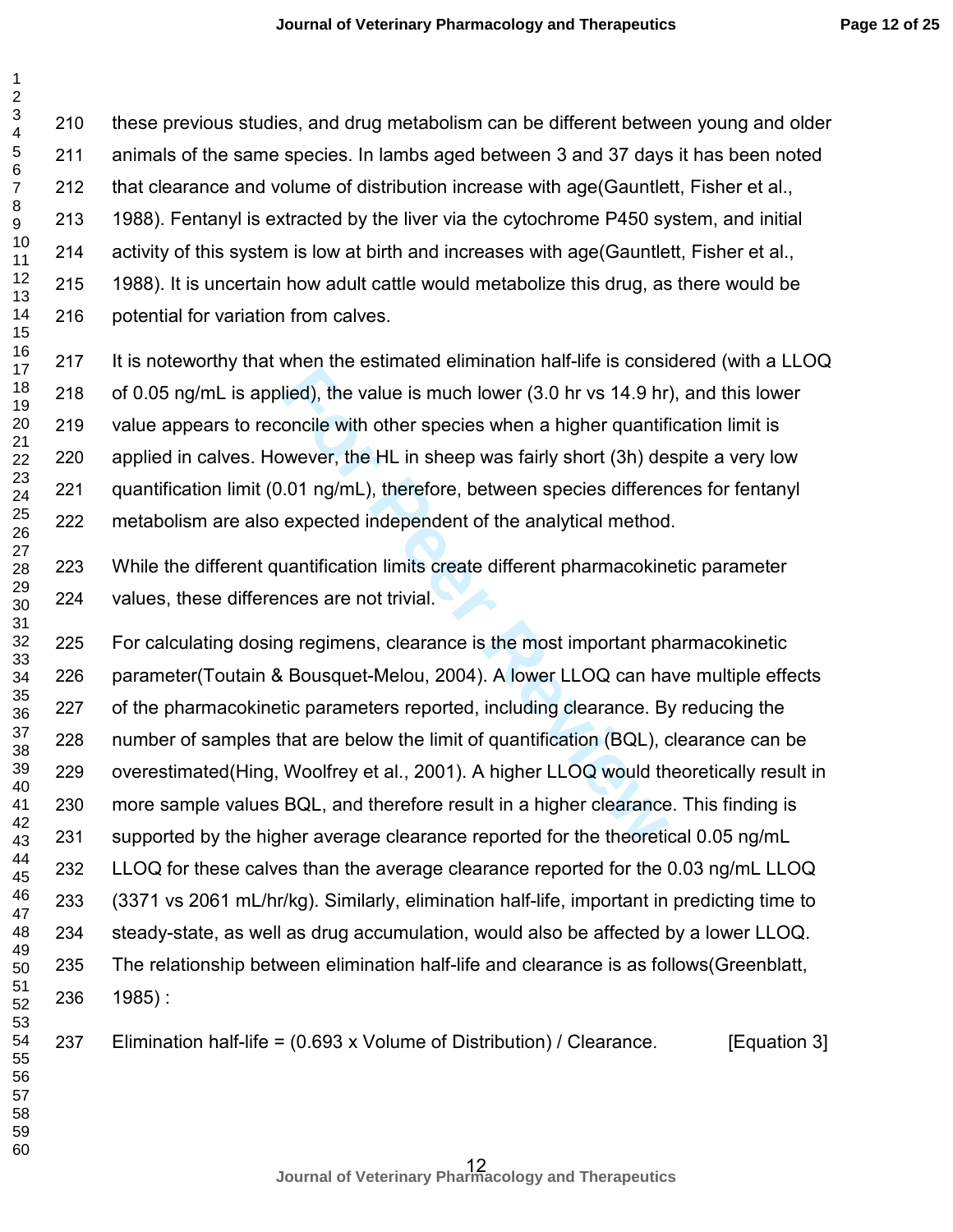these previous studies, and drug metabolism can be different between young and older animals of the same species. In lambs aged between 3 and 37 days it has been noted that clearance and volume of distribution increase with age(Gauntlett, Fisher et al., 1988). Fentanyl is extracted by the liver via the cytochrome P450 system, and initial activity of this system is low at birth and increases with age(Gauntlett, Fisher et al., 1988). It is uncertain how adult cattle would metabolize this drug, as there would be potential for variation from calves.

It is noteworthy that when the estimated elimination half-life is considered (with a LLOQ of 0.05 ng/mL is applied), the value is much lower (3.0 hr vs 14.9 hr), and this lower value appears to reconcile with other species when a higher quantification limit is applied in calves. However, the HL in sheep was fairly short (3h) despite a very low quantification limit (0.01 ng/mL), therefore, between species differences for fentanyl metabolism are also expected independent of the analytical method.

While the different quantification limits create different pharmacokinetic parameter values, these differences are not trivial.

For calculating dosing regimens, clearance is the most important pharmacokinetic parameter(Toutain & Bousquet-Melou, 2004). A lower LLOQ can have multiple effects of the pharmacokinetic parameters reported, including clearance. By reducing the number of samples that are below the limit of quantification (BQL), clearance can be overestimated(Hing, Woolfrey et al., 2001). A higher LLOQ would theoretically result in more sample values BQL, and therefore result in a higher clearance. This finding is supported by the higher average clearance reported for the theoretical 0.05 ng/mL LLOQ for these calves than the average clearance reported for the 0.03 ng/mL LLOQ (3371 vs 2061 mL/hr/kg). Similarly, elimination half-life, important in predicting time to steady-state, as well as drug accumulation, would also be affected by a lower LLOQ. The relationship between elimination half-life and clearance is as follows(Greenblatt, 1985) :

$$\text{Elimination half-life} = (0.693 \times \text{Volume of Distribution}) / \text{Clearance}. \qquad \text{[Equation 3]}$$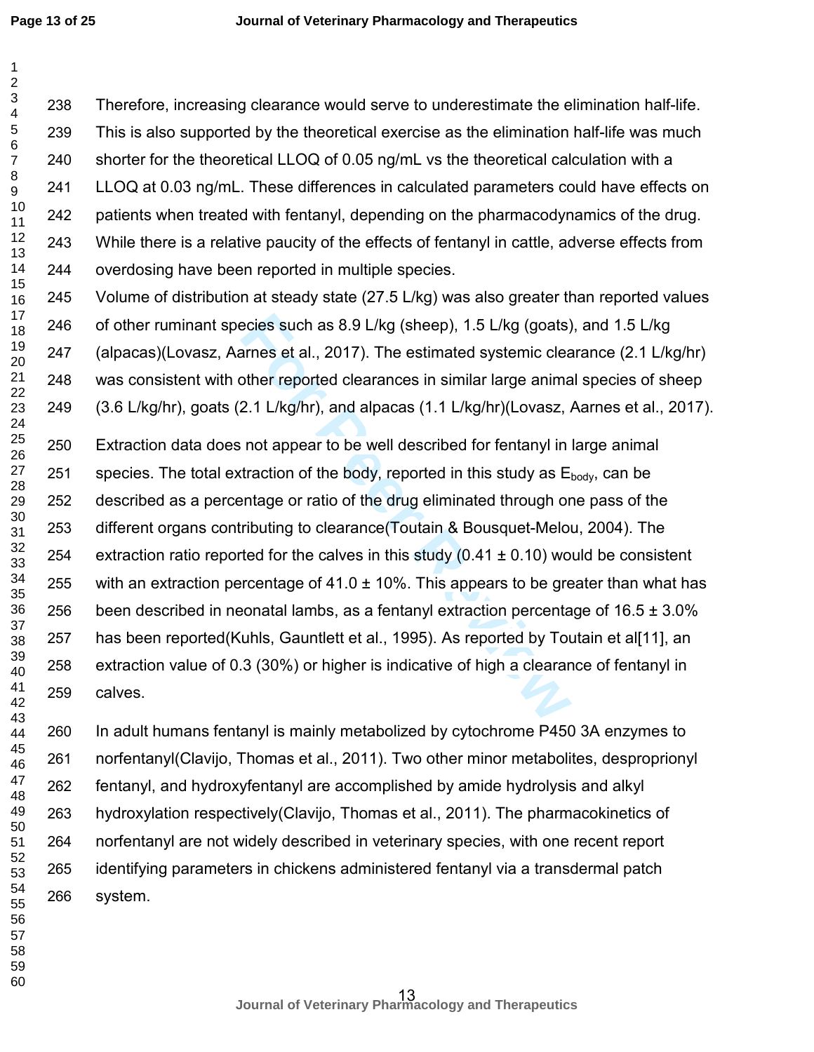Therefore, increasing clearance would serve to underestimate the elimination half-life. This is also supported by the theoretical exercise as the elimination half-life was much shorter for the theoretical LLOQ of 0.05 ng/mL vs the theoretical calculation with a LLOQ at 0.03 ng/mL. These differences in calculated parameters could have effects on patients when treated with fentanyl, depending on the pharmacodynamics of the drug. While there is a relative paucity of the effects of fentanyl in cattle, adverse effects from overdosing have been reported in multiple species.

Volume of distribution at steady state (27.5 L/kg) was also greater than reported values of other ruminant species such as 8.9 L/kg (sheep), 1.5 L/kg (goats), and 1.5 L/kg (alpacas)(Lovasz, Aarnes et al., 2017). The estimated systemic clearance (2.1 L/kg/hr) was consistent with other reported clearances in similar large animal species of sheep (3.6 L/kg/hr), goats (2.1 L/kg/hr), and alpacas (1.1 L/kg/hr)(Lovasz, Aarnes et al., 2017).

Extraction data does not appear to be well described for fentanyl in large animal species. The total extraction of the body, reported in this study as $E_{body}$, can be described as a percentage or ratio of the drug eliminated through one pass of the different organs contributing to clearance(Toutain & Bousquet-Melou, 2004). The extraction ratio reported for the calves in this study (0.41 ± 0.10) would be consistent with an extraction percentage of 41.0 ± 10%. This appears to be greater than what has been described in neonatal lambs, as a fentanyl extraction percentage of 16.5 ± 3.0% has been reported(Kuhls, Gauntlett et al., 1995). As reported by Toutain et al[11], an extraction value of 0.3 (30%) or higher is indicative of high a clearance of fentanyl in calves.

In adult humans fentanyl is mainly metabolized by cytochrome P450 3A enzymes to norfentanyl(Clavijo, Thomas et al., 2011). Two other minor metabolites, desproprionyl fentanyl, and hydroxyfentanyl are accomplished by amide hydrolysis and alkyl hydroxylation respectively(Clavijo, Thomas et al., 2011). The pharmacokinetics of norfentanyl are not widely described in veterinary species, with one recent report identifying parameters in chickens administered fentanyl via a transdermal patch system.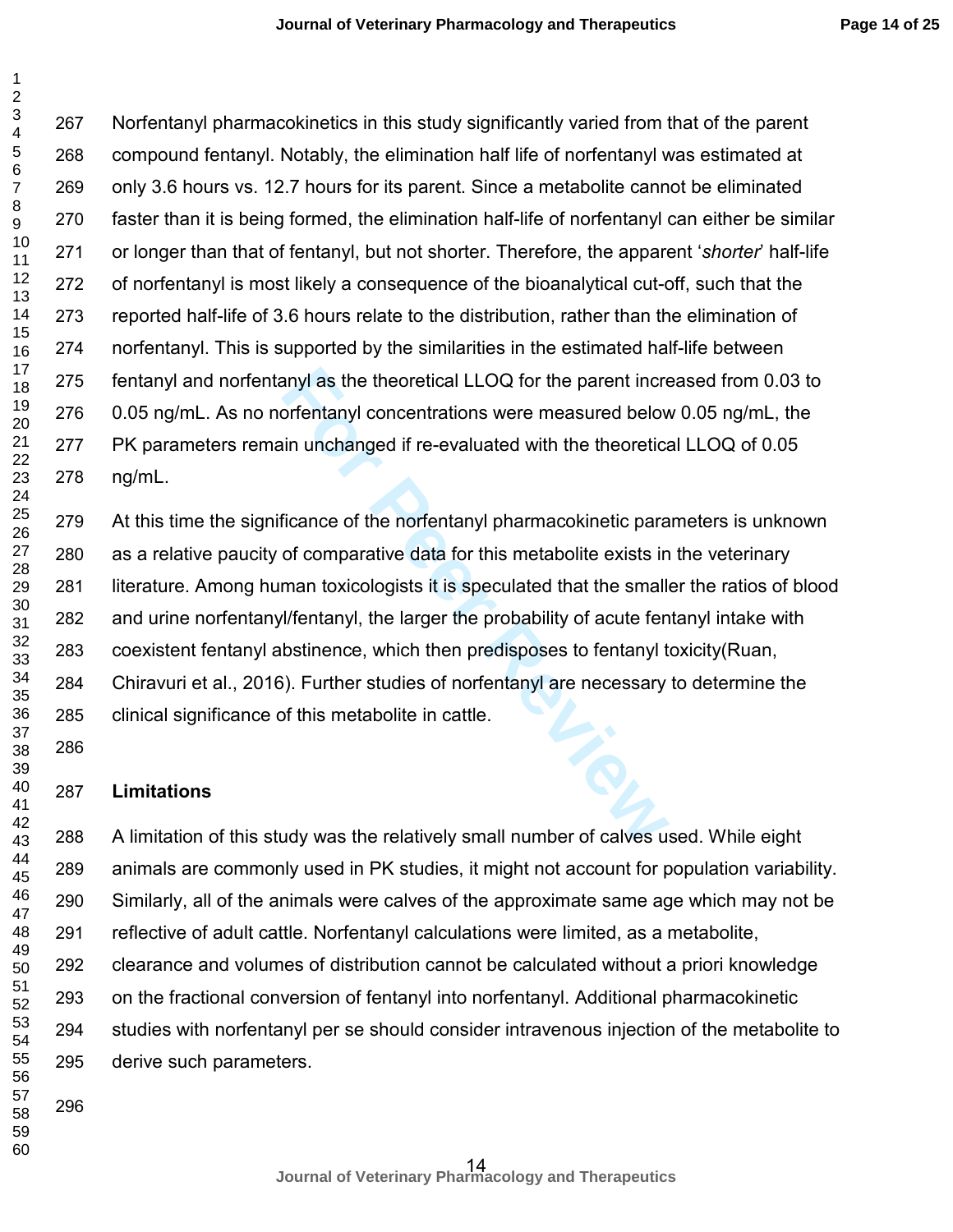Norfentanyl pharmacokinetics in this study significantly varied from that of the parent compound fentanyl. Notably, the elimination half life of norfentanyl was estimated at only 3.6 hours vs. 12.7 hours for its parent. Since a metabolite cannot be eliminated faster than it is being formed, the elimination half-life of norfentanyl can either be similar or longer than that of fentanyl, but not shorter. Therefore, the apparent '*shorter*' half-life of norfentanyl is most likely a consequence of the bioanalytical cut-off, such that the reported half-life of 3.6 hours relate to the distribution, rather than the elimination of norfentanyl. This is supported by the similarities in the estimated half-life between fentanyl and norfentanyl as the theoretical LLOQ for the parent increased from 0.03 to 0.05 ng/mL. As no norfentanyl concentrations were measured below 0.05 ng/mL, the PK parameters remain unchanged if re-evaluated with the theoretical LLOQ of 0.05 ng/mL.

At this time the significance of the norfentanyl pharmacokinetic parameters is unknown as a relative paucity of comparative data for this metabolite exists in the veterinary literature. Among human toxicologists it is speculated that the smaller the ratios of blood and urine norfentanyl/fentanyl, the larger the probability of acute fentanyl intake with coexistent fentanyl abstinence, which then predisposes to fentanyl toxicity(Ruan, Chiravuri et al., 2016). Further studies of norfentanyl are necessary to determine the clinical significance of this metabolite in cattle.

## Limitations

A limitation of this study was the relatively small number of calves used. While eight animals are commonly used in PK studies, it might not account for population variability. Similarly, all of the animals were calves of the approximate same age which may not be reflective of adult cattle. Norfentanyl calculations were limited, as a metabolite, clearance and volumes of distribution cannot be calculated without a priori knowledge on the fractional conversion of fentanyl into norfentanyl. Additional pharmacokinetic studies with norfentanyl per se should consider intravenous injection of the metabolite to derive such parameters.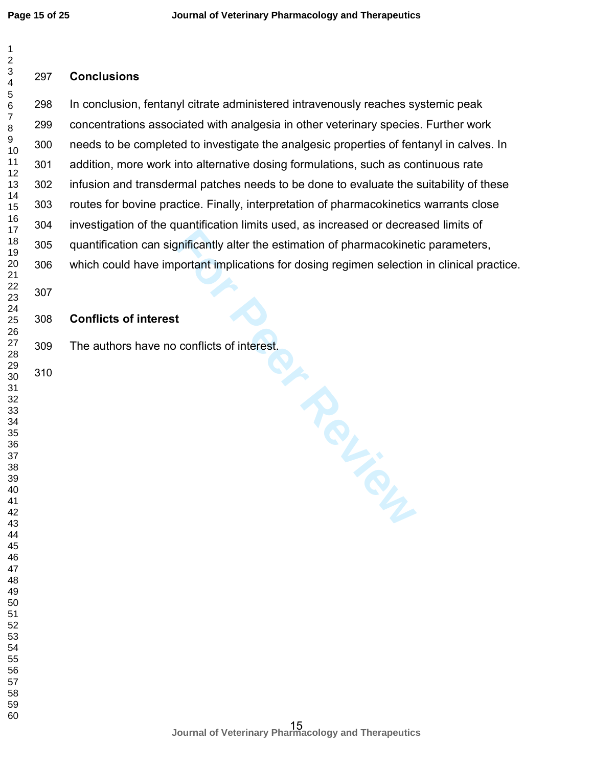## Conclusions

In conclusion, fentanyl citrate administered intravenously reaches systemic peak concentrations associated with analgesia in other veterinary species. Further work needs to be completed to investigate the analgesic properties of fentanyl in calves. In addition, more work into alternative dosing formulations, such as continuous rate infusion and transdermal patches needs to be done to evaluate the suitability of these routes for bovine practice. Finally, interpretation of pharmacokinetics warrants close investigation of the quantification limits used, as increased or decreased limits of quantification can significantly alter the estimation of pharmacokinetic parameters, which could have important implications for dosing regimen selection in clinical practice.

## Conflicts of interest

The authors have no conflicts of interest.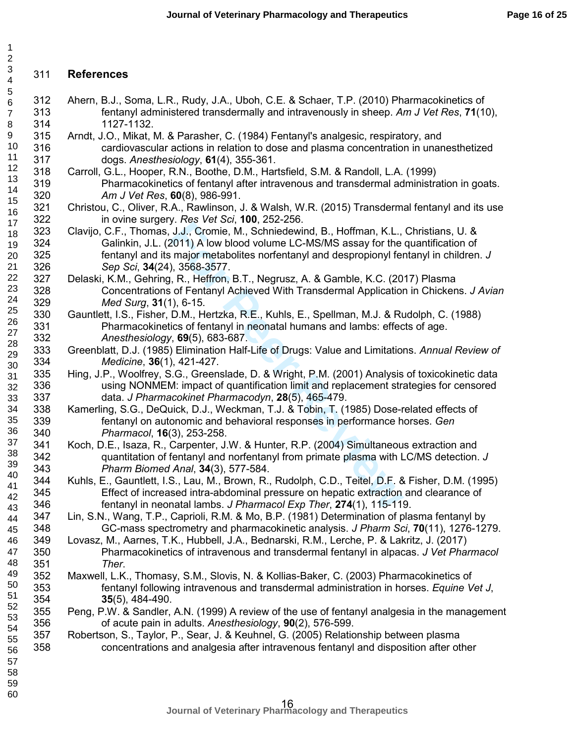## References

Ahern, B.J., Soma, L.R., Rudy, J.A., Uboh, C.E. & Schaer, T.P. (2010) Pharmacokinetics of fentanyl administered transdermally and intravenously in sheep. *Am J Vet Res*, **71**(10), 1127-1132.

Arndt, J.O., Mikat, M. & Parasher, C. (1984) Fentanyl's analgesic, respiratory, and cardiovascular actions in relation to dose and plasma concentration in unanesthetized dogs. *Anesthesiology*, **61**(4), 355-361.

Carroll, G.L., Hooper, R.N., Boothe, D.M., Hartsfield, S.M. & Randoll, L.A. (1999) Pharmacokinetics of fentanyl after intravenous and transdermal administration in goats. *Am J Vet Res*, **60**(8), 986-991.

Christou, C., Oliver, R.A., Rawlinson, J. & Walsh, W.R. (2015) Transdermal fentanyl and its use in ovine surgery. *Res Vet Sci*, **100**, 252-256.

Clavijo, C.F., Thomas, J.J., Cromie, M., Schniedewind, B., Hoffman, K.L., Christians, U. & Galinkin, J.L. (2011) A low blood volume LC-MS/MS assay for the quantification of fentanyl and its major metabolites norfentanyl and despropionyl fentanyl in children. *J Sep Sci*, **34**(24), 3568-3577.

Delaski, K.M., Gehring, R., Heffron, B.T., Negrusz, A. & Gamble, K.C. (2017) Plasma Concentrations of Fentanyl Achieved With Transdermal Application in Chickens. *J Avian Med Surg*, **31**(1), 6-15.

Gauntlett, I.S., Fisher, D.M., Hertzka, R.E., Kuhls, E., Spellman, M.J. & Rudolph, C. (1988) Pharmacokinetics of fentanyl in neonatal humans and lambs: effects of age. *Anesthesiology*, **69**(5), 683-687.

Greenblatt, D.J. (1985) Elimination Half-Life of Drugs: Value and Limitations. *Annual Review of Medicine*, **36**(1), 421-427.

Hing, J.P., Woolfrey, S.G., Greenslade, D. & Wright, P.M. (2001) Analysis of toxicokinetic data using NONMEM: impact of quantification limit and replacement strategies for censored data. *J Pharmacokinet Pharmacodyn*, **28**(5), 465-479.

Kamerling, S.G., DeQuick, D.J., Weckman, T.J. & Tobin, T. (1985) Dose-related effects of fentanyl on autonomic and behavioral responses in performance horses. *Gen Pharmacol*, **16**(3), 253-258.

Koch, D.E., Isaza, R., Carpenter, J.W. & Hunter, R.P. (2004) Simultaneous extraction and quantitation of fentanyl and norfentanyl from primate plasma with LC/MS detection. *J Pharm Biomed Anal*, **34**(3), 577-584.

Kuhls, E., Gauntlett, I.S., Lau, M., Brown, R., Rudolph, C.D., Teitel, D.F. & Fisher, D.M. (1995) Effect of increased intra-abdominal pressure on hepatic extraction and clearance of fentanyl in neonatal lambs. *J Pharmacol Exp Ther*, **274**(1), 115-119.

Lin, S.N., Wang, T.P., Caprioli, R.M. & Mo, B.P. (1981) Determination of plasma fentanyl by GC-mass spectrometry and pharmacokinetic analysis. *J Pharm Sci*, **70**(11), 1276-1279.

Lovasz, M., Aarnes, T.K., Hubbell, J.A., Bednarski, R.M., Lerche, P. & Lakritz, J. (2017) Pharmacokinetics of intravenous and transdermal fentanyl in alpacas. *J Vet Pharmacol Ther*.

Maxwell, L.K., Thomasy, S.M., Slovis, N. & Kollias-Baker, C. (2003) Pharmacokinetics of fentanyl following intravenous and transdermal administration in horses. *Equine Vet J*, **35**(5), 484-490.

Peng, P.W. & Sandler, A.N. (1999) A review of the use of fentanyl analgesia in the management of acute pain in adults. *Anesthesiology*, **90**(2), 576-599.

Robertson, S., Taylor, P., Sear, J. & Keuhnel, G. (2005) Relationship between plasma concentrations and analgesia after intravenous fentanyl and disposition after other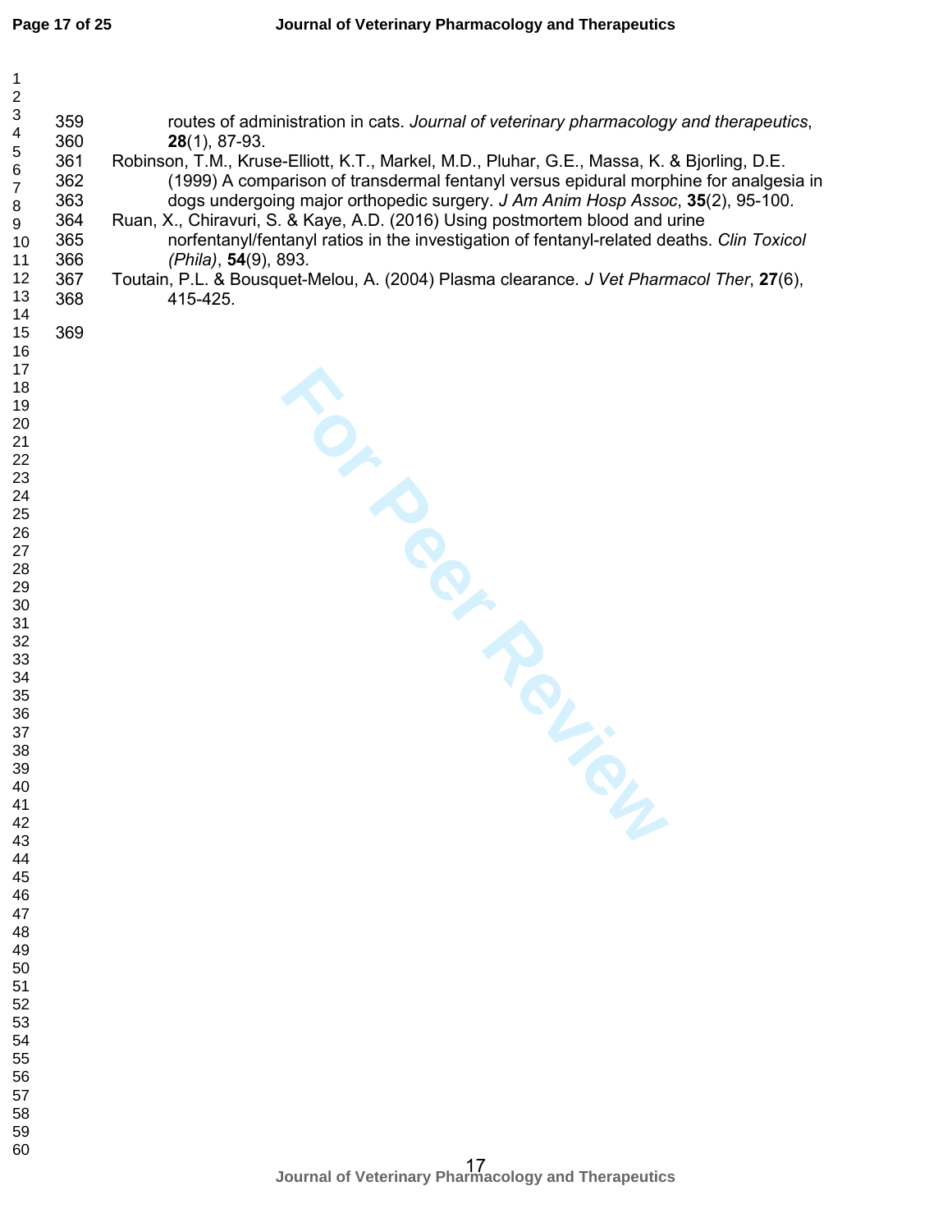routes of administration in cats. *Journal of veterinary pharmacology and therapeutics*, **28**(1), 87-93.

Robinson, T.M., Kruse-Elliott, K.T., Markel, M.D., Pluhar, G.E., Massa, K. & Bjorling, D.E. (1999) A comparison of transdermal fentanyl versus epidural morphine for analgesia in dogs undergoing major orthopedic surgery. *J Am Anim Hosp Assoc*, **35**(2), 95-100.

Ruan, X., Chiravuri, S. & Kaye, A.D. (2016) Using postmortem blood and urine norfentanyl/fentanyl ratios in the investigation of fentanyl-related deaths. *Clin Toxicol (Phila)*, **54**(9), 893.

Toutain, P.L. & Bousquet-Melou, A. (2004) Plasma clearance. *J Vet Pharmacol Ther*, **27**(6), 415-425.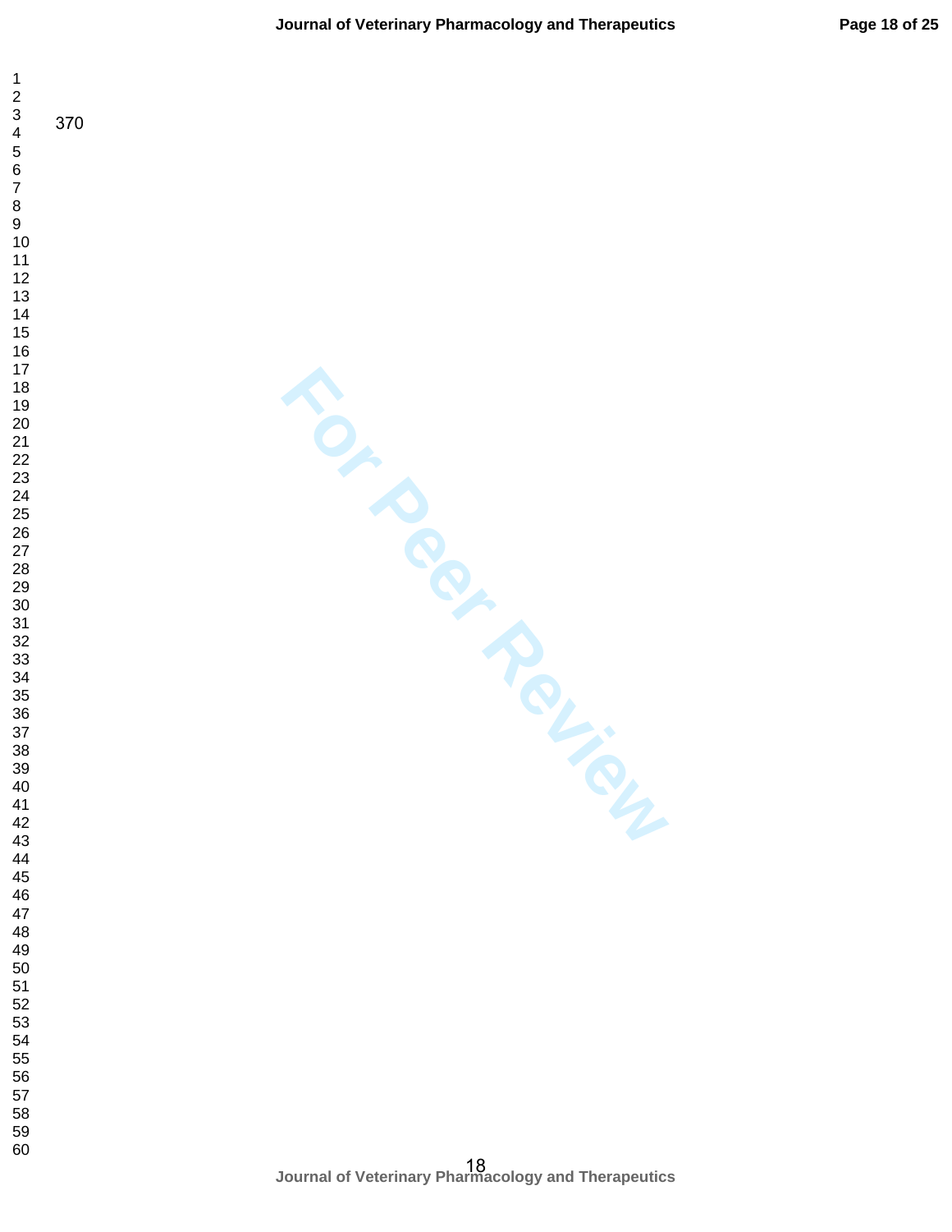370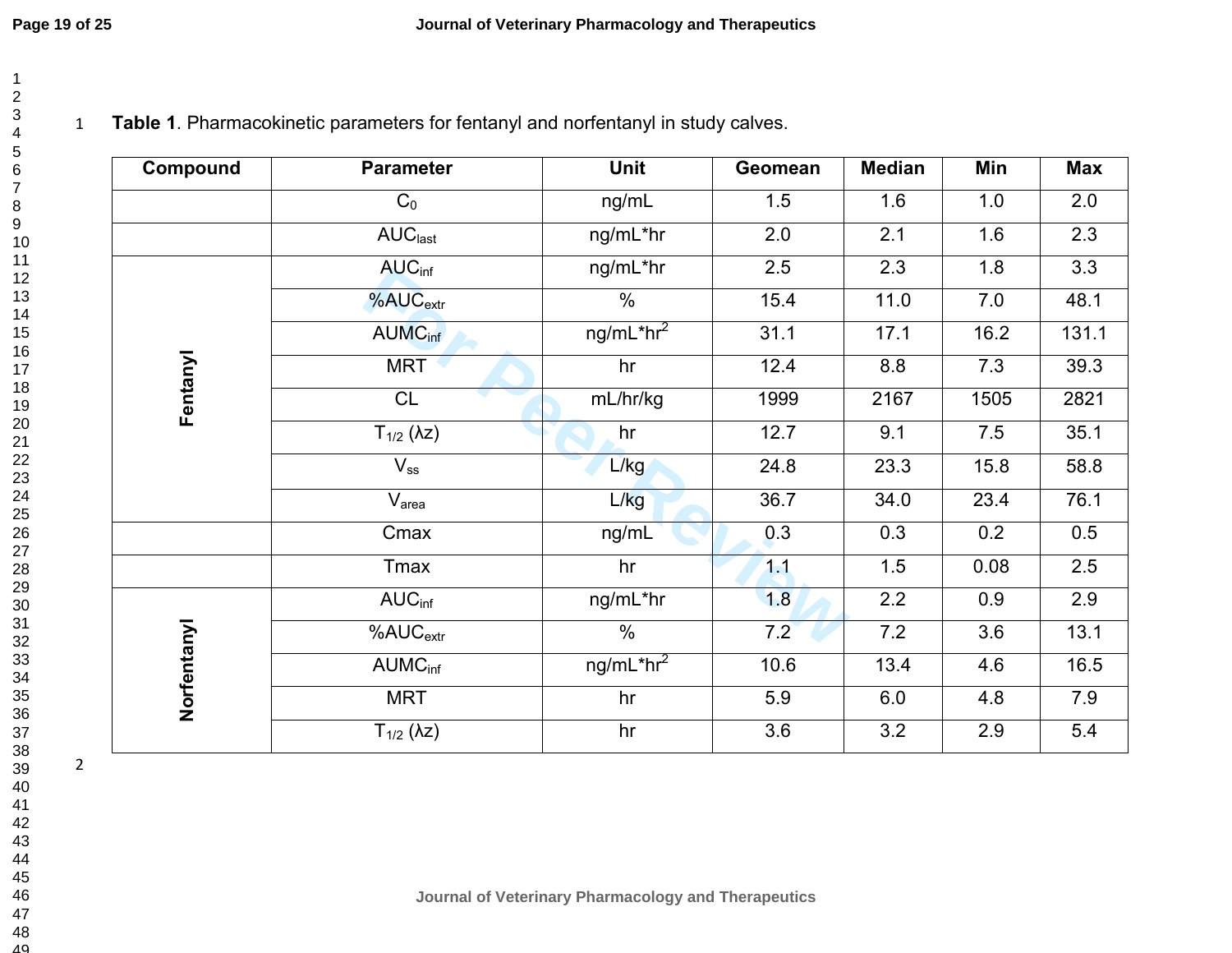**Table 1**. Pharmacokinetic parameters for fentanyl and norfentanyl in study calves.

| Compound | Parameter | Unit | Geomean | Median | Min | Max |
|---|---|---|---|---|---|---|
| Fentanyl | $C_0$ | ng/mL | 1.5 | 1.6 | 1.0 | 2.0 |
| | $AUC_{last}$ | ng/mL*hr | 2.0 | 2.1 | 1.6 | 2.3 |
| | $AUC_{inf}$ | ng/mL*hr | 2.5 | 2.3 | 1.8 | 3.3 |
| | $\%AUC_{extr}$ | % | 15.4 | 11.0 | 7.0 | 48.1 |
| | $AUMC_{inf}$ | ng/mL*hr$^2$ | 31.1 | 17.1 | 16.2 | 131.1 |
| | MRT | hr | 12.4 | 8.8 | 7.3 | 39.3 |
| | CL | mL/hr/kg | 1999 | 2167 | 1505 | 2821 |
| | $T_{1/2}$ (λz) | hr | 12.7 | 9.1 | 7.5 | 35.1 |
| | $V_{ss}$ | L/kg | 24.8 | 23.3 | 15.8 | 58.8 |
| | $V_{area}$ | L/kg | 36.7 | 34.0 | 23.4 | 76.1 |
| Norfentanyl | Cmax | ng/mL | 0.3 | 0.3 | 0.2 | 0.5 |
| | Tmax | hr | 1.1 | 1.5 | 0.08 | 2.5 |
| | $AUC_{inf}$ | ng/mL*hr | 1.8 | 2.2 | 0.9 | 2.9 |
| | $\%AUC_{extr}$ | % | 7.2 | 7.2 | 3.6 | 13.1 |
| | $AUMC_{inf}$ | ng/mL*hr$^2$ | 10.6 | 13.4 | 4.6 | 16.5 |
| | MRT | hr | 5.9 | 6.0 | 4.8 | 7.9 |
| | $T_{1/2}$ (λz) | hr | 3.6 | 3.2 | 2.9 | 5.4 |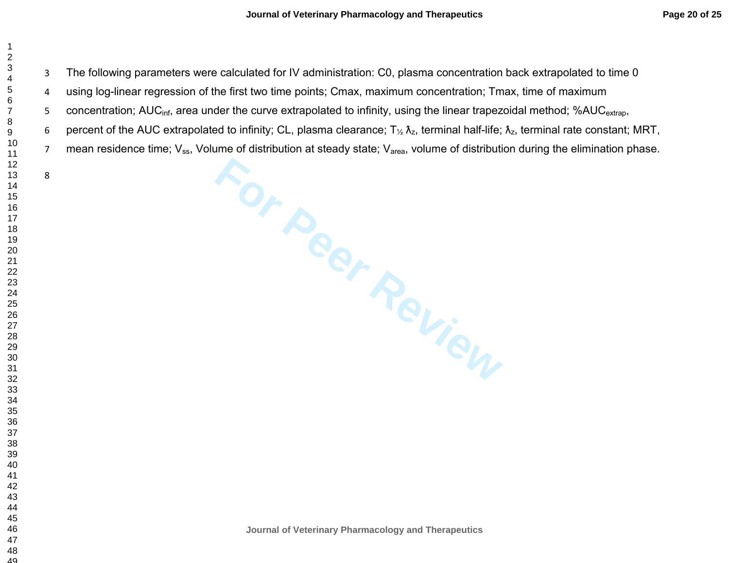The following parameters were calculated for IV administration: C0, plasma concentration back extrapolated to time 0 using log-linear regression of the first two time points; Cmax, maximum concentration; Tmax, time of maximum concentration; $AUC_{inf}$, area under the curve extrapolated to infinity, using the linear trapezoidal method; $\%AUC_{extrap}$, percent of the AUC extrapolated to infinity; CL, plasma clearance; $T_{½}$ $\lambda_z$, terminal half-life; $\lambda_z$, terminal rate constant; MRT, mean residence time; $V_{ss}$, Volume of distribution at steady state; $V_{area}$, volume of distribution during the elimination phase.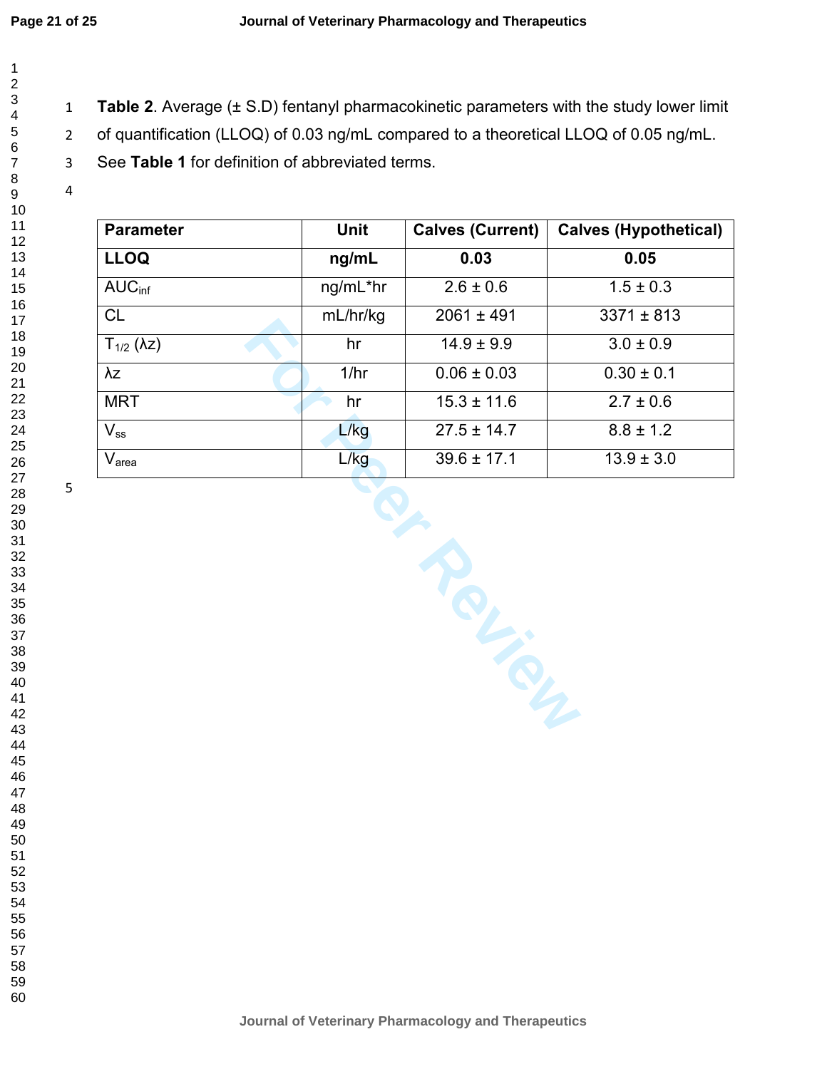**Table 2**. Average (± S.D) fentanyl pharmacokinetic parameters with the study lower limit of quantification (LLOQ) of 0.03 ng/mL compared to a theoretical LLOQ of 0.05 ng/mL. See **Table 1** for definition of abbreviated terms.

| Parameter | Unit | Calves (Current) | Calves (Hypothetical) |
|---|---|---|---|
| **LLOQ** | **ng/mL** | **0.03** | **0.05** |
| $AUC_{inf}$ | ng/mL*hr | 2.6 ± 0.6 | 1.5 ± 0.3 |
| CL | mL/hr/kg | 2061 ± 491 | 3371 ± 813 |
| $T_{1/2}$ (λz) | hr | 14.9 ± 9.9 | 3.0 ± 0.9 |
| λz | 1/hr | 0.06 ± 0.03 | 0.30 ± 0.1 |
| MRT | hr | 15.3 ± 11.6 | 2.7 ± 0.6 |
| $V_{ss}$ | L/kg | 27.5 ± 14.7 | 8.8 ± 1.2 |
| $V_{area}$ | L/kg | 39.6 ± 17.1 | 13.9 ± 3.0 |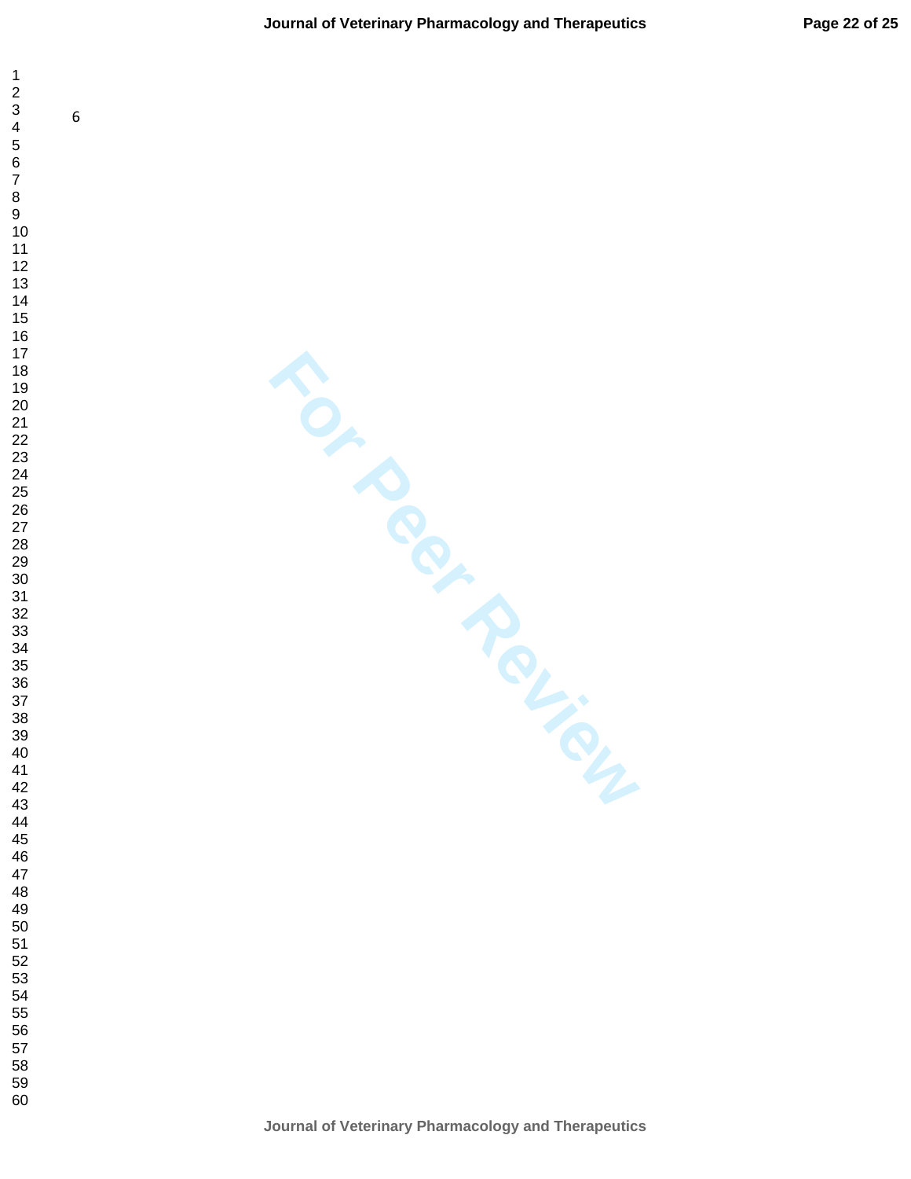6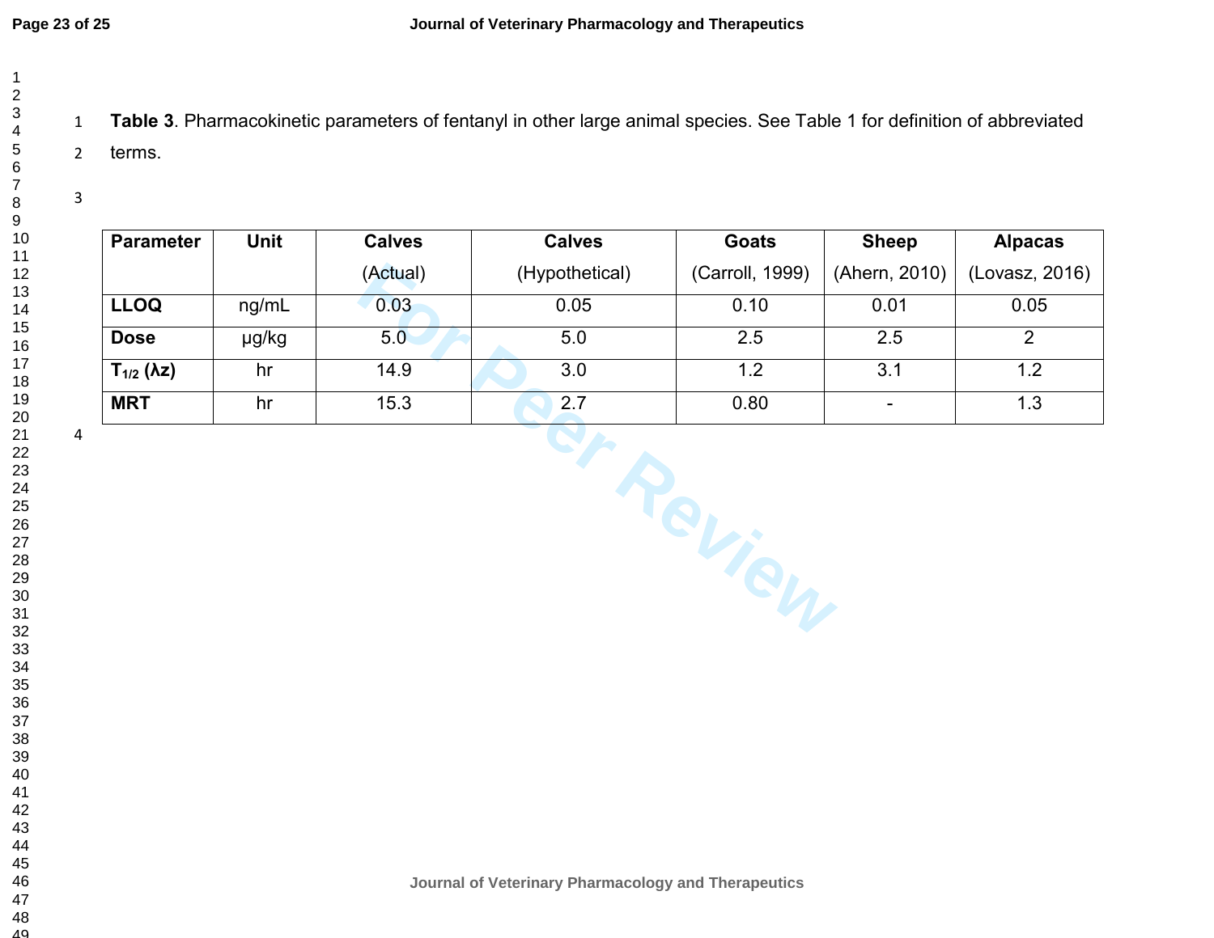**Table 3**. Pharmacokinetic parameters of fentanyl in other large animal species. See Table 1 for definition of abbreviated terms.

| Parameter | Unit | Calves (Actual) | Calves (Hypothetical) | Goats (Carroll, 1999) | Sheep (Ahern, 2010) | Alpacas (Lovasz, 2016) |
|---|---|---|---|---|---|---|
| **LLOQ** | ng/mL | 0.03 | 0.05 | 0.10 | 0.01 | 0.05 |
| **Dose** | μg/kg | 5.0 | 5.0 | 2.5 | 2.5 | 2 |
| **$T_{1/2}$ (λz)** | hr | 14.9 | 3.0 | 1.2 | 3.1 | 1.2 |
| **MRT** | hr | 15.3 | 2.7 | 0.80 | - | 1.3 |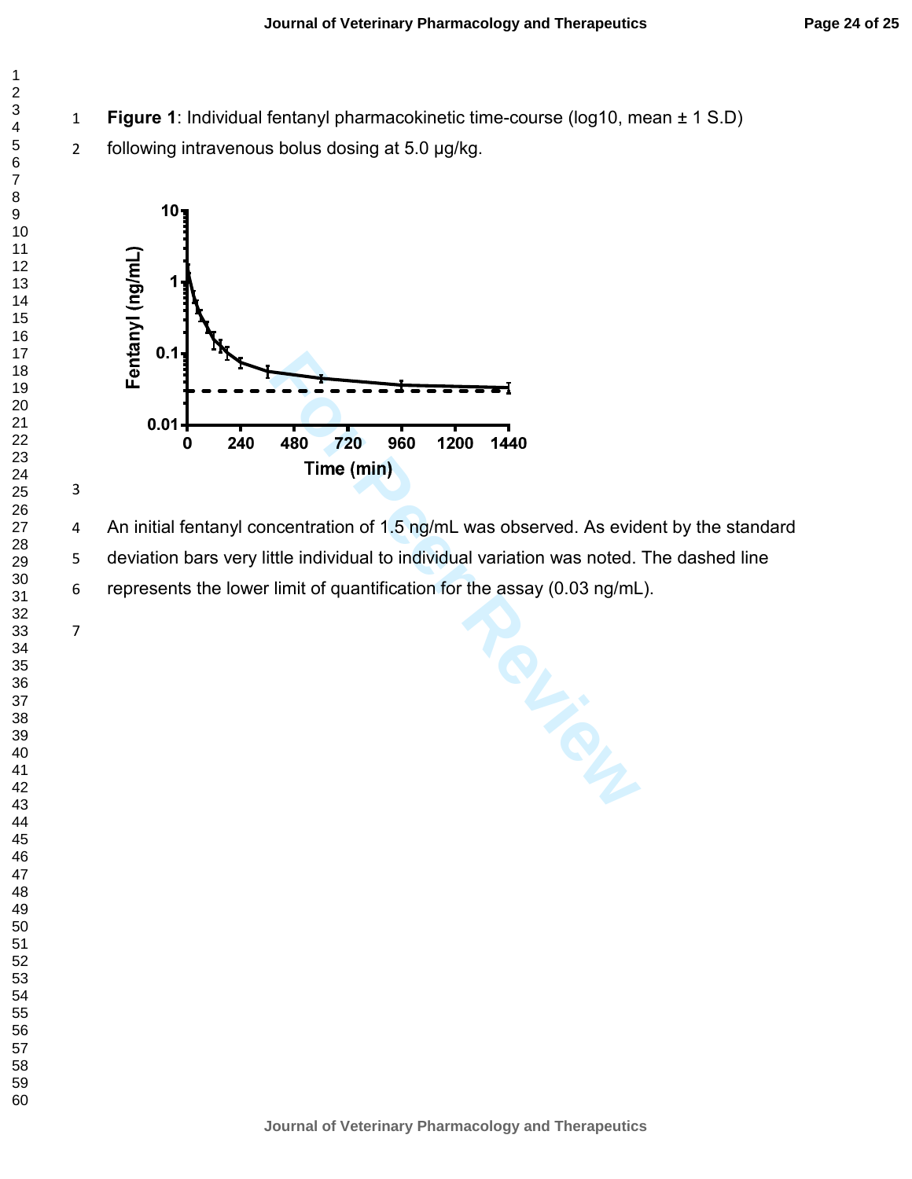**Figure 1**: Individual fentanyl pharmacokinetic time-course (log10, mean ± 1 S.D) following intravenous bolus dosing at 5.0 μg/kg.

An initial fentanyl concentration of 1.5 ng/mL was observed. As evident by the standard deviation bars very little individual to individual variation was noted. The dashed line represents the lower limit of quantification for the assay (0.03 ng/mL).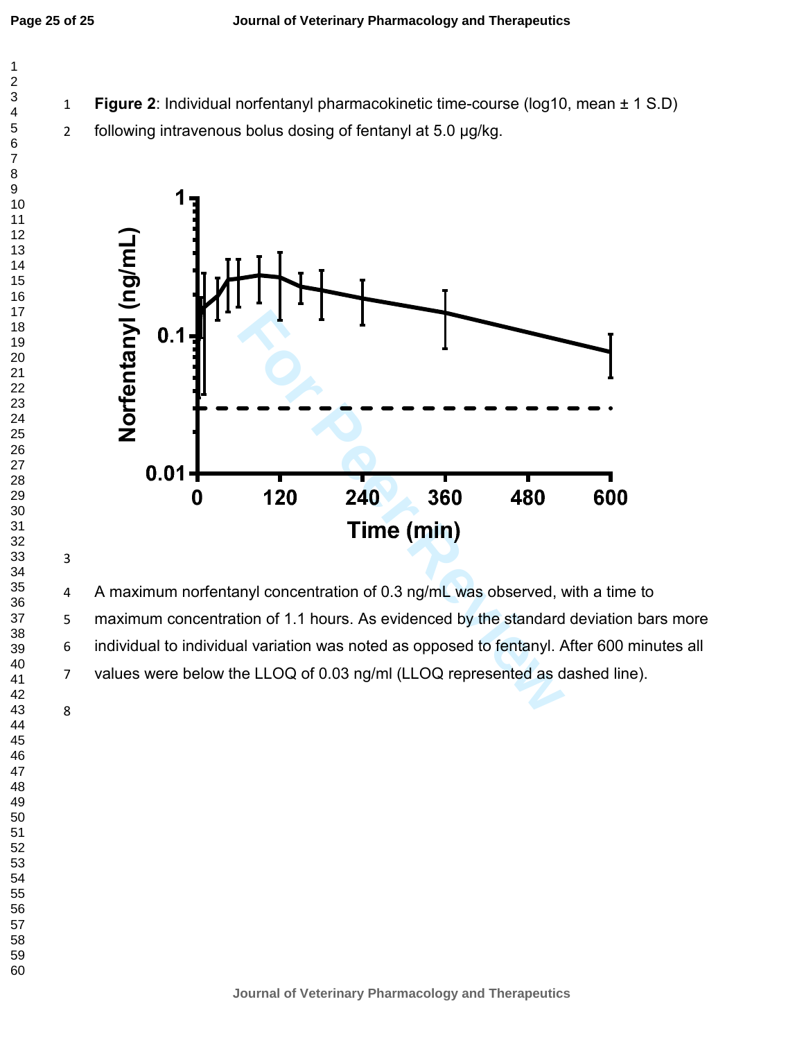**Figure 2**: Individual norfentanyl pharmacokinetic time-course (log10, mean ± 1 S.D) following intravenous bolus dosing of fentanyl at 5.0 μg/kg.

Norfentanyl (ng/mL)

1

0.1

0.01

0

120

240

360

480

600

Time (min)

A maximum norfentanyl concentration of 0.3 ng/mL was observed, with a time to maximum concentration of 1.1 hours. As evidenced by the standard deviation bars more individual to individual variation was noted as opposed to fentanyl. After 600 minutes all values were below the LLOQ of 0.03 ng/ml (LLOQ represented as dashed line).